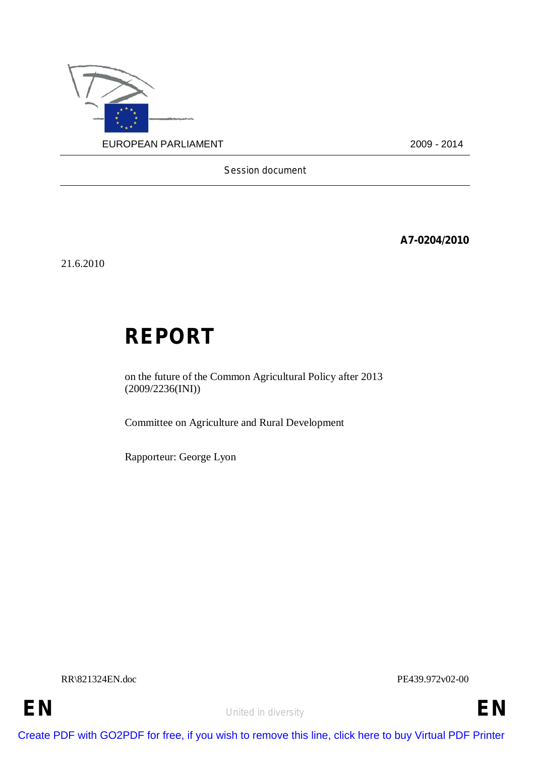EUROPEAN PARLIAMENT 2009 - 2014

Session document

**A7-0204/2010**

21.6.2010

# REPORT

on the future of the Common Agricultural Policy after 2013
(2009/2236(INI))

Committee on Agriculture and Rural Development

Rapporteur: George Lyon

RR\821324EN.doc PE439.972v02-00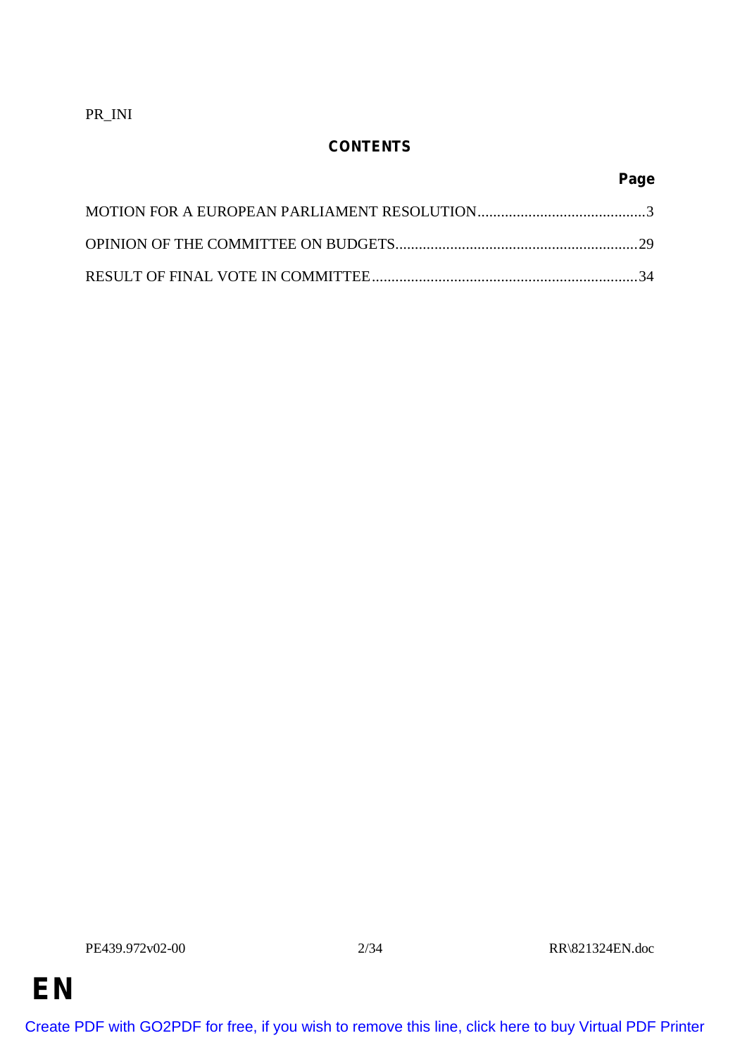PR_INI

## CONTENTS

| | Page |
|---|---|
| MOTION FOR A EUROPEAN PARLIAMENT RESOLUTION | 3 |
| OPINION OF THE COMMITTEE ON BUDGETS | 29 |
| RESULT OF FINAL VOTE IN COMMITTEE | 34 |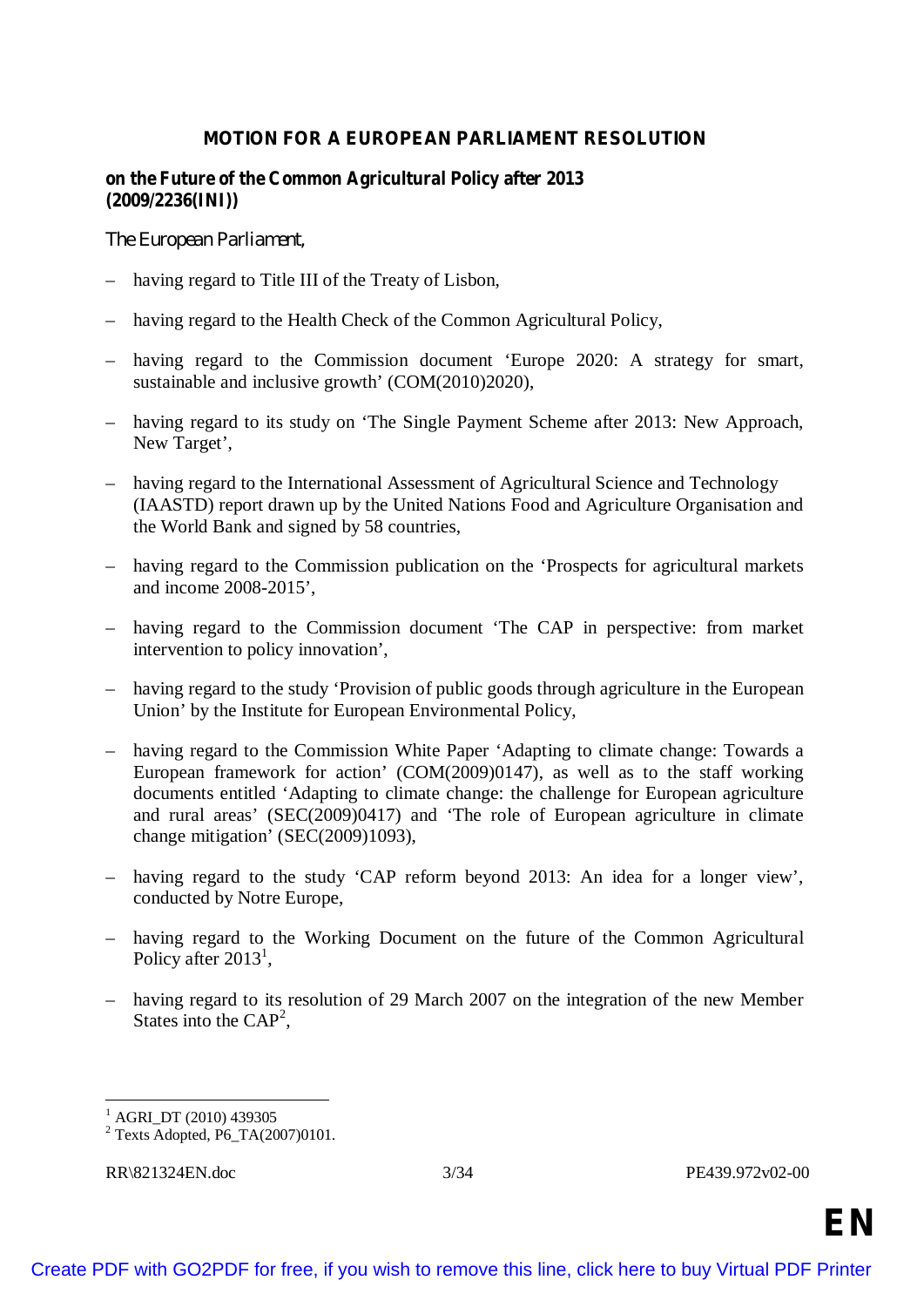# MOTION FOR A EUROPEAN PARLIAMENT RESOLUTION

**on the Future of the Common Agricultural Policy after 2013 (2009/2236(INI))**

The European Parliament,

– having regard to Title III of the Treaty of Lisbon,

– having regard to the Health Check of the Common Agricultural Policy,

– having regard to the Commission document 'Europe 2020: A strategy for smart, sustainable and inclusive growth' (COM(2010)2020),

– having regard to its study on 'The Single Payment Scheme after 2013: New Approach, New Target',

– having regard to the International Assessment of Agricultural Science and Technology (IAASTD) report drawn up by the United Nations Food and Agriculture Organisation and the World Bank and signed by 58 countries,

– having regard to the Commission publication on the 'Prospects for agricultural markets and income 2008-2015',

– having regard to the Commission document 'The CAP in perspective: from market intervention to policy innovation',

– having regard to the study 'Provision of public goods through agriculture in the European Union' by the Institute for European Environmental Policy,

– having regard to the Commission White Paper 'Adapting to climate change: Towards a European framework for action' (COM(2009)0147), as well as to the staff working documents entitled 'Adapting to climate change: the challenge for European agriculture and rural areas' (SEC(2009)0417) and 'The role of European agriculture in climate change mitigation' (SEC(2009)1093),

– having regard to the study 'CAP reform beyond 2013: An idea for a longer view', conducted by Notre Europe,

– having regard to the Working Document on the future of the Common Agricultural Policy after 2013[1],

– having regard to its resolution of 29 March 2007 on the integration of the new Member States into the CAP[2],

---

[1] AGRI_DT (2010) 439305

[2] Texts Adopted, P6_TA(2007)0101.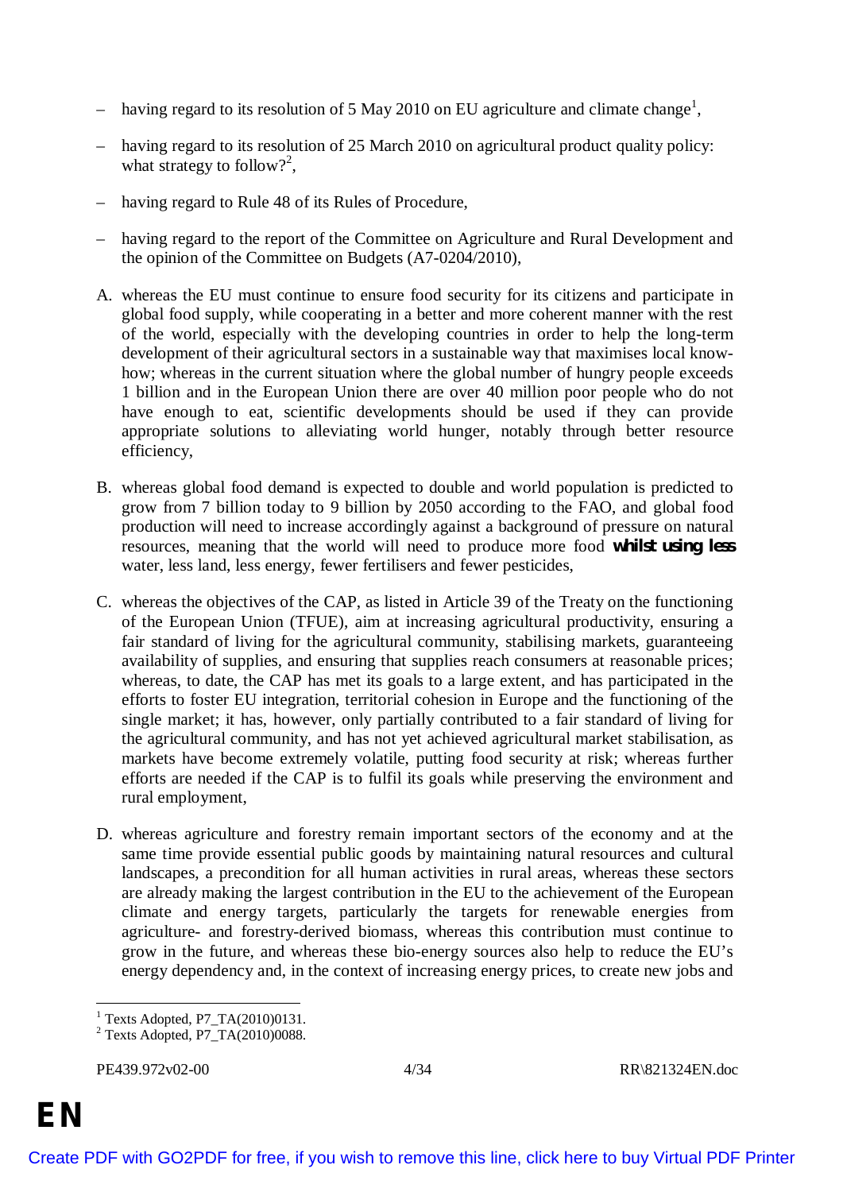– having regard to its resolution of 5 May 2010 on EU agriculture and climate change[1],

– having regard to its resolution of 25 March 2010 on agricultural product quality policy: what strategy to follow?[2],

– having regard to Rule 48 of its Rules of Procedure,

– having regard to the report of the Committee on Agriculture and Rural Development and the opinion of the Committee on Budgets (A7-0204/2010),

A. whereas the EU must continue to ensure food security for its citizens and participate in global food supply, while cooperating in a better and more coherent manner with the rest of the world, especially with the developing countries in order to help the long-term development of their agricultural sectors in a sustainable way that maximises local know-how; whereas in the current situation where the global number of hungry people exceeds 1 billion and in the European Union there are over 40 million poor people who do not have enough to eat, scientific developments should be used if they can provide appropriate solutions to alleviating world hunger, notably through better resource efficiency,

B. whereas global food demand is expected to double and world population is predicted to grow from 7 billion today to 9 billion by 2050 according to the FAO, and global food production will need to increase accordingly against a background of pressure on natural resources, meaning that the world will need to produce more food **whilst using less** water, less land, less energy, fewer fertilisers and fewer pesticides,

C. whereas the objectives of the CAP, as listed in Article 39 of the Treaty on the functioning of the European Union (TFUE), aim at increasing agricultural productivity, ensuring a fair standard of living for the agricultural community, stabilising markets, guaranteeing availability of supplies, and ensuring that supplies reach consumers at reasonable prices; whereas, to date, the CAP has met its goals to a large extent, and has participated in the efforts to foster EU integration, territorial cohesion in Europe and the functioning of the single market; it has, however, only partially contributed to a fair standard of living for the agricultural community, and has not yet achieved agricultural market stabilisation, as markets have become extremely volatile, putting food security at risk; whereas further efforts are needed if the CAP is to fulfil its goals while preserving the environment and rural employment,

D. whereas agriculture and forestry remain important sectors of the economy and at the same time provide essential public goods by maintaining natural resources and cultural landscapes, a precondition for all human activities in rural areas, whereas these sectors are already making the largest contribution in the EU to the achievement of the European climate and energy targets, particularly the targets for renewable energies from agriculture- and forestry-derived biomass, whereas this contribution must continue to grow in the future, and whereas these bio-energy sources also help to reduce the EU's energy dependency and, in the context of increasing energy prices, to create new jobs and

---

[1] Texts Adopted, P7_TA(2010)0131.

[2] Texts Adopted, P7_TA(2010)0088.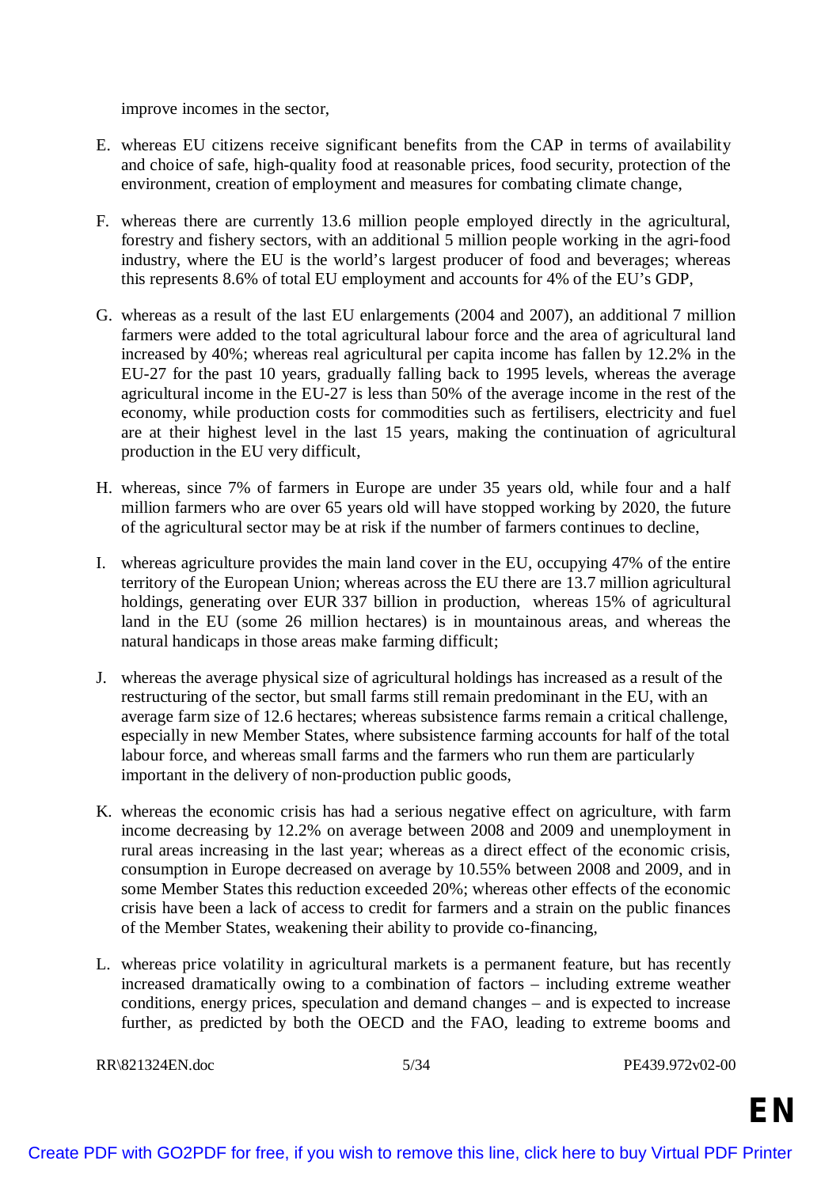improve incomes in the sector,

E. whereas EU citizens receive significant benefits from the CAP in terms of availability and choice of safe, high-quality food at reasonable prices, food security, protection of the environment, creation of employment and measures for combating climate change,

F. whereas there are currently 13.6 million people employed directly in the agricultural, forestry and fishery sectors, with an additional 5 million people working in the agri-food industry, where the EU is the world's largest producer of food and beverages; whereas this represents 8.6% of total EU employment and accounts for 4% of the EU's GDP,

G. whereas as a result of the last EU enlargements (2004 and 2007), an additional 7 million farmers were added to the total agricultural labour force and the area of agricultural land increased by 40%; whereas real agricultural per capita income has fallen by 12.2% in the EU-27 for the past 10 years, gradually falling back to 1995 levels, whereas the average agricultural income in the EU-27 is less than 50% of the average income in the rest of the economy, while production costs for commodities such as fertilisers, electricity and fuel are at their highest level in the last 15 years, making the continuation of agricultural production in the EU very difficult,

H. whereas, since 7% of farmers in Europe are under 35 years old, while four and a half million farmers who are over 65 years old will have stopped working by 2020, the future of the agricultural sector may be at risk if the number of farmers continues to decline,

I. whereas agriculture provides the main land cover in the EU, occupying 47% of the entire territory of the European Union; whereas across the EU there are 13.7 million agricultural holdings, generating over EUR 337 billion in production, whereas 15% of agricultural land in the EU (some 26 million hectares) is in mountainous areas, and whereas the natural handicaps in those areas make farming difficult;

J. whereas the average physical size of agricultural holdings has increased as a result of the restructuring of the sector, but small farms still remain predominant in the EU, with an average farm size of 12.6 hectares; whereas subsistence farms remain a critical challenge, especially in new Member States, where subsistence farming accounts for half of the total labour force, and whereas small farms and the farmers who run them are particularly important in the delivery of non-production public goods,

K. whereas the economic crisis has had a serious negative effect on agriculture, with farm income decreasing by 12.2% on average between 2008 and 2009 and unemployment in rural areas increasing in the last year; whereas as a direct effect of the economic crisis, consumption in Europe decreased on average by 10.55% between 2008 and 2009, and in some Member States this reduction exceeded 20%; whereas other effects of the economic crisis have been a lack of access to credit for farmers and a strain on the public finances of the Member States, weakening their ability to provide co-financing,

L. whereas price volatility in agricultural markets is a permanent feature, but has recently increased dramatically owing to a combination of factors – including extreme weather conditions, energy prices, speculation and demand changes – and is expected to increase further, as predicted by both the OECD and the FAO, leading to extreme booms and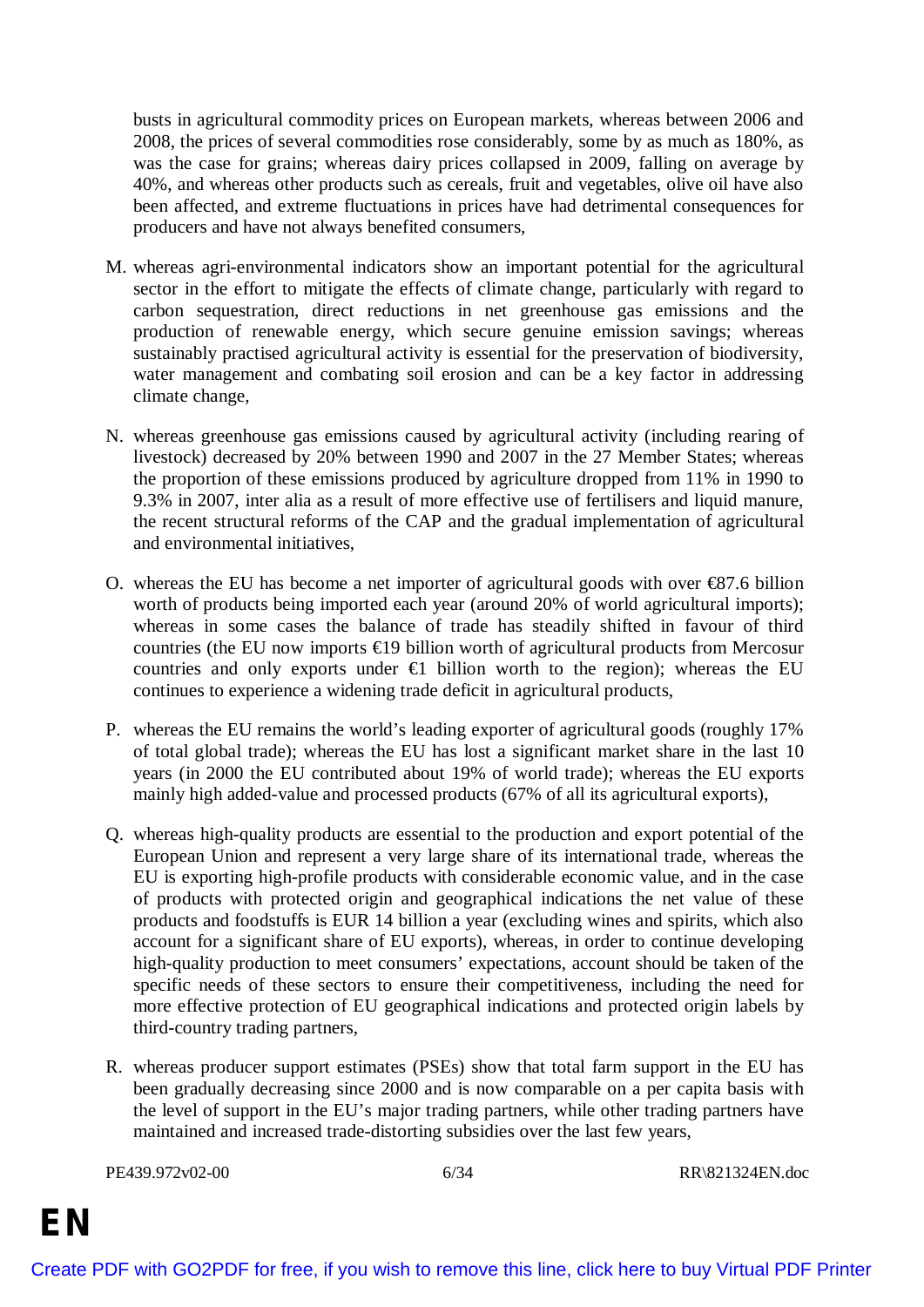busts in agricultural commodity prices on European markets, whereas between 2006 and 2008, the prices of several commodities rose considerably, some by as much as 180%, as was the case for grains; whereas dairy prices collapsed in 2009, falling on average by 40%, and whereas other products such as cereals, fruit and vegetables, olive oil have also been affected, and extreme fluctuations in prices have had detrimental consequences for producers and have not always benefited consumers,

M. whereas agri-environmental indicators show an important potential for the agricultural sector in the effort to mitigate the effects of climate change, particularly with regard to carbon sequestration, direct reductions in net greenhouse gas emissions and the production of renewable energy, which secure genuine emission savings; whereas sustainably practised agricultural activity is essential for the preservation of biodiversity, water management and combating soil erosion and can be a key factor in addressing climate change,

N. whereas greenhouse gas emissions caused by agricultural activity (including rearing of livestock) decreased by 20% between 1990 and 2007 in the 27 Member States; whereas the proportion of these emissions produced by agriculture dropped from 11% in 1990 to 9.3% in 2007, inter alia as a result of more effective use of fertilisers and liquid manure, the recent structural reforms of the CAP and the gradual implementation of agricultural and environmental initiatives,

O. whereas the EU has become a net importer of agricultural goods with over €87.6 billion worth of products being imported each year (around 20% of world agricultural imports); whereas in some cases the balance of trade has steadily shifted in favour of third countries (the EU now imports €19 billion worth of agricultural products from Mercosur countries and only exports under €1 billion worth to the region); whereas the EU continues to experience a widening trade deficit in agricultural products,

P. whereas the EU remains the world's leading exporter of agricultural goods (roughly 17% of total global trade); whereas the EU has lost a significant market share in the last 10 years (in 2000 the EU contributed about 19% of world trade); whereas the EU exports mainly high added-value and processed products (67% of all its agricultural exports),

Q. whereas high-quality products are essential to the production and export potential of the European Union and represent a very large share of its international trade, whereas the EU is exporting high-profile products with considerable economic value, and in the case of products with protected origin and geographical indications the net value of these products and foodstuffs is EUR 14 billion a year (excluding wines and spirits, which also account for a significant share of EU exports), whereas, in order to continue developing high-quality production to meet consumers' expectations, account should be taken of the specific needs of these sectors to ensure their competitiveness, including the need for more effective protection of EU geographical indications and protected origin labels by third-country trading partners,

R. whereas producer support estimates (PSEs) show that total farm support in the EU has been gradually decreasing since 2000 and is now comparable on a per capita basis with the level of support in the EU's major trading partners, while other trading partners have maintained and increased trade-distorting subsidies over the last few years,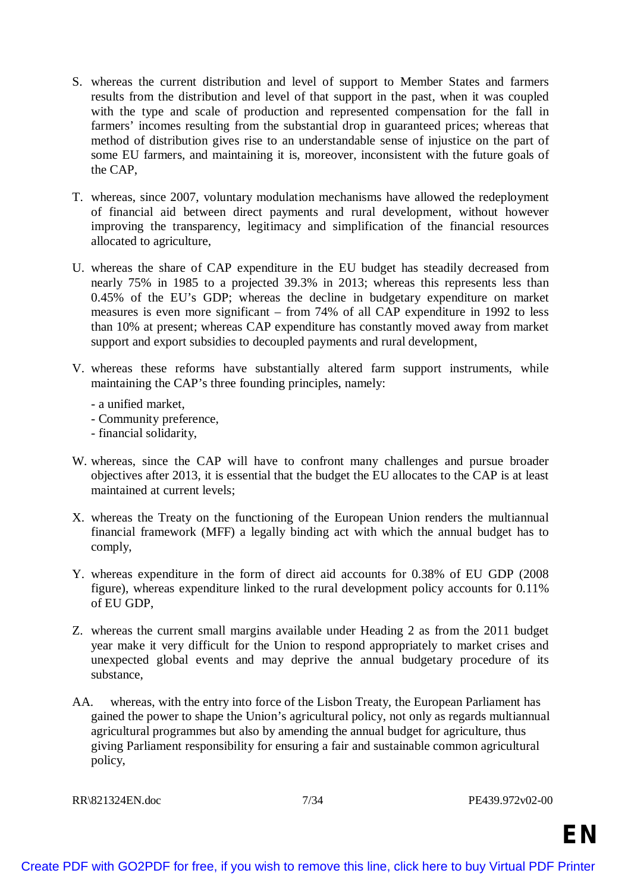S. whereas the current distribution and level of support to Member States and farmers results from the distribution and level of that support in the past, when it was coupled with the type and scale of production and represented compensation for the fall in farmers' incomes resulting from the substantial drop in guaranteed prices; whereas that method of distribution gives rise to an understandable sense of injustice on the part of some EU farmers, and maintaining it is, moreover, inconsistent with the future goals of the CAP,

T. whereas, since 2007, voluntary modulation mechanisms have allowed the redeployment of financial aid between direct payments and rural development, without however improving the transparency, legitimacy and simplification of the financial resources allocated to agriculture,

U. whereas the share of CAP expenditure in the EU budget has steadily decreased from nearly 75% in 1985 to a projected 39.3% in 2013; whereas this represents less than 0.45% of the EU's GDP; whereas the decline in budgetary expenditure on market measures is even more significant – from 74% of all CAP expenditure in 1992 to less than 10% at present; whereas CAP expenditure has constantly moved away from market support and export subsidies to decoupled payments and rural development,

V. whereas these reforms have substantially altered farm support instruments, while maintaining the CAP's three founding principles, namely:

   - a unified market,
   - Community preference,
   - financial solidarity,

W. whereas, since the CAP will have to confront many challenges and pursue broader objectives after 2013, it is essential that the budget the EU allocates to the CAP is at least maintained at current levels;

X. whereas the Treaty on the functioning of the European Union renders the multiannual financial framework (MFF) a legally binding act with which the annual budget has to comply,

Y. whereas expenditure in the form of direct aid accounts for 0.38% of EU GDP (2008 figure), whereas expenditure linked to the rural development policy accounts for 0.11% of EU GDP,

Z. whereas the current small margins available under Heading 2 as from the 2011 budget year make it very difficult for the Union to respond appropriately to market crises and unexpected global events and may deprive the annual budgetary procedure of its substance,

AA. whereas, with the entry into force of the Lisbon Treaty, the European Parliament has gained the power to shape the Union's agricultural policy, not only as regards multiannual agricultural programmes but also by amending the annual budget for agriculture, thus giving Parliament responsibility for ensuring a fair and sustainable common agricultural policy,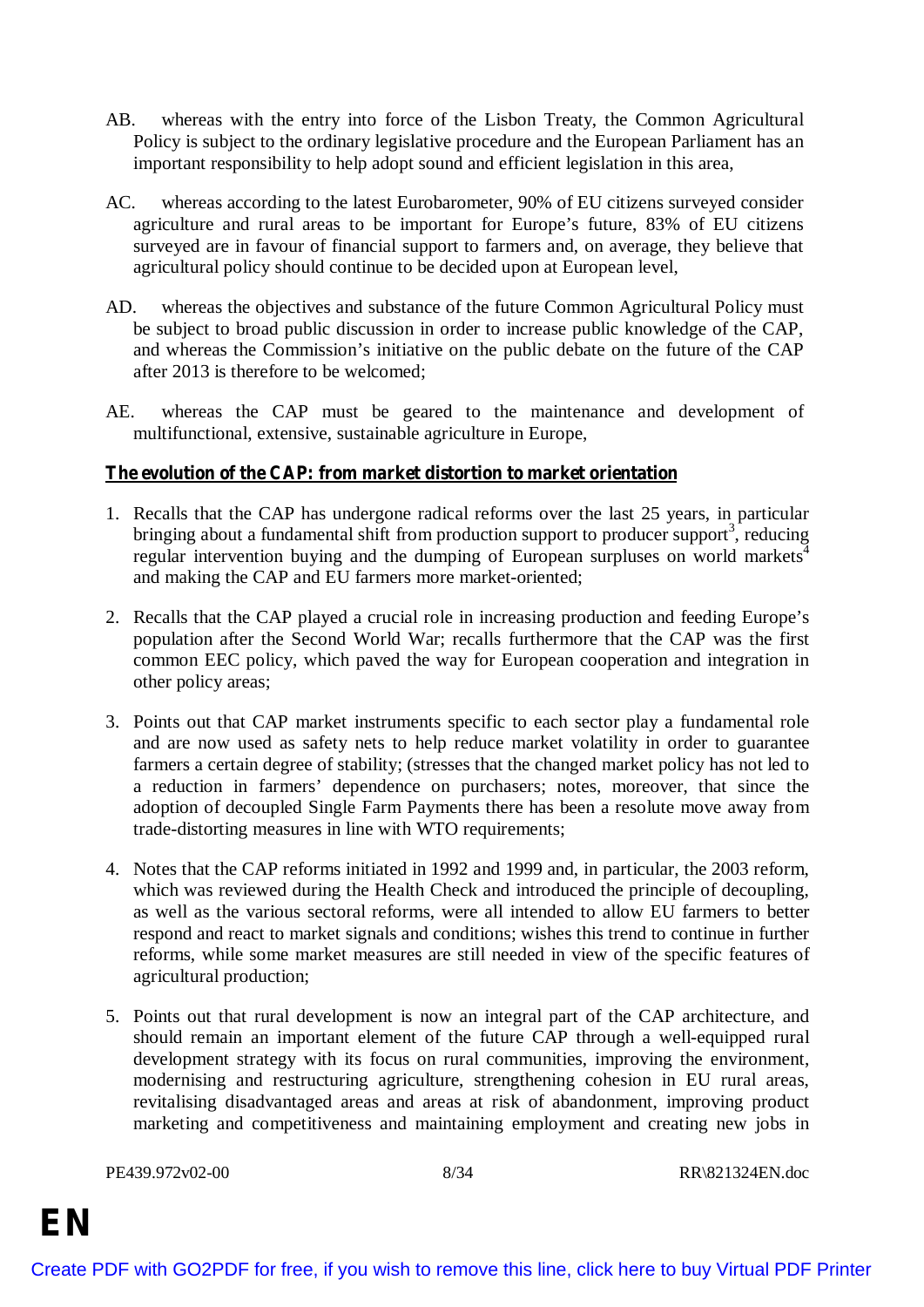AB. whereas with the entry into force of the Lisbon Treaty, the Common Agricultural Policy is subject to the ordinary legislative procedure and the European Parliament has an important responsibility to help adopt sound and efficient legislation in this area,

AC. whereas according to the latest Eurobarometer, 90% of EU citizens surveyed consider agriculture and rural areas to be important for Europe's future, 83% of EU citizens surveyed are in favour of financial support to farmers and, on average, they believe that agricultural policy should continue to be decided upon at European level,

AD. whereas the objectives and substance of the future Common Agricultural Policy must be subject to broad public discussion in order to increase public knowledge of the CAP, and whereas the Commission's initiative on the public debate on the future of the CAP after 2013 is therefore to be welcomed;

AE. whereas the CAP must be geared to the maintenance and development of multifunctional, extensive, sustainable agriculture in Europe,

**The evolution of the CAP: from market distortion to market orientation**

1. Recalls that the CAP has undergone radical reforms over the last 25 years, in particular bringing about a fundamental shift from production support to producer support[3], reducing regular intervention buying and the dumping of European surpluses on world markets[4] and making the CAP and EU farmers more market-oriented;

2. Recalls that the CAP played a crucial role in increasing production and feeding Europe's population after the Second World War; recalls furthermore that the CAP was the first common EEC policy, which paved the way for European cooperation and integration in other policy areas;

3. Points out that CAP market instruments specific to each sector play a fundamental role and are now used as safety nets to help reduce market volatility in order to guarantee farmers a certain degree of stability; (stresses that the changed market policy has not led to a reduction in farmers' dependence on purchasers; notes, moreover, that since the adoption of decoupled Single Farm Payments there has been a resolute move away from trade-distorting measures in line with WTO requirements;

4. Notes that the CAP reforms initiated in 1992 and 1999 and, in particular, the 2003 reform, which was reviewed during the Health Check and introduced the principle of decoupling, as well as the various sectoral reforms, were all intended to allow EU farmers to better respond and react to market signals and conditions; wishes this trend to continue in further reforms, while some market measures are still needed in view of the specific features of agricultural production;

5. Points out that rural development is now an integral part of the CAP architecture, and should remain an important element of the future CAP through a well-equipped rural development strategy with its focus on rural communities, improving the environment, modernising and restructuring agriculture, strengthening cohesion in EU rural areas, revitalising disadvantaged areas and areas at risk of abandonment, improving product marketing and competitiveness and maintaining employment and creating new jobs in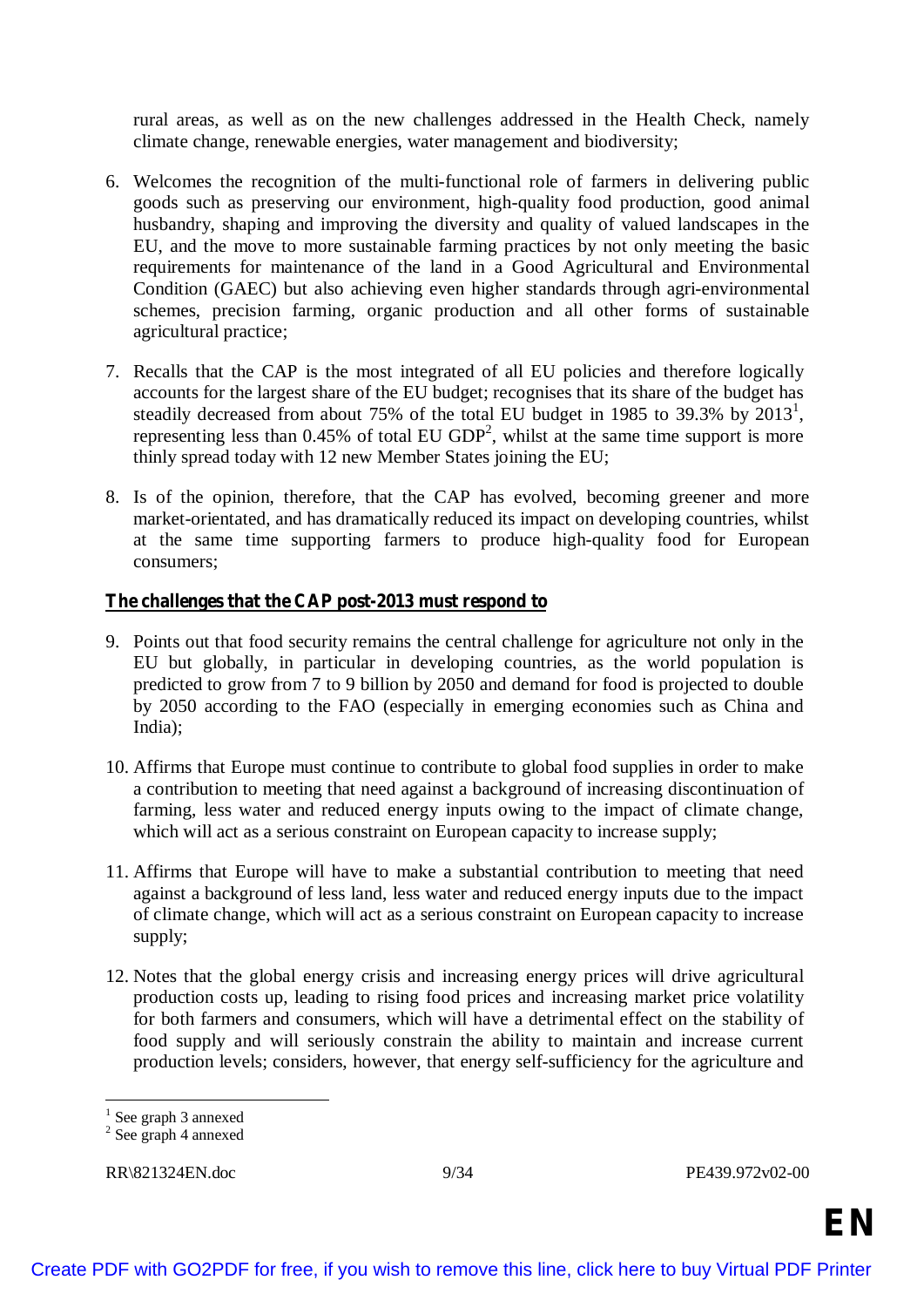rural areas, as well as on the new challenges addressed in the Health Check, namely climate change, renewable energies, water management and biodiversity;

6. Welcomes the recognition of the multi-functional role of farmers in delivering public goods such as preserving our environment, high-quality food production, good animal husbandry, shaping and improving the diversity and quality of valued landscapes in the EU, and the move to more sustainable farming practices by not only meeting the basic requirements for maintenance of the land in a Good Agricultural and Environmental Condition (GAEC) but also achieving even higher standards through agri-environmental schemes, precision farming, organic production and all other forms of sustainable agricultural practice;

7. Recalls that the CAP is the most integrated of all EU policies and therefore logically accounts for the largest share of the EU budget; recognises that its share of the budget has steadily decreased from about 75% of the total EU budget in 1985 to 39.3% by 2013[1], representing less than 0.45% of total EU GDP[2], whilst at the same time support is more thinly spread today with 12 new Member States joining the EU;

8. Is of the opinion, therefore, that the CAP has evolved, becoming greener and more market-orientated, and has dramatically reduced its impact on developing countries, whilst at the same time supporting farmers to produce high-quality food for European consumers;

**<u>The challenges that the CAP post-2013 must respond to</u>**

9. Points out that food security remains the central challenge for agriculture not only in the EU but globally, in particular in developing countries, as the world population is predicted to grow from 7 to 9 billion by 2050 and demand for food is projected to double by 2050 according to the FAO (especially in emerging economies such as China and India);

10. Affirms that Europe must continue to contribute to global food supplies in order to make a contribution to meeting that need against a background of increasing discontinuation of farming, less water and reduced energy inputs owing to the impact of climate change, which will act as a serious constraint on European capacity to increase supply;

11. Affirms that Europe will have to make a substantial contribution to meeting that need against a background of less land, less water and reduced energy inputs due to the impact of climate change, which will act as a serious constraint on European capacity to increase supply;

12. Notes that the global energy crisis and increasing energy prices will drive agricultural production costs up, leading to rising food prices and increasing market price volatility for both farmers and consumers, which will have a detrimental effect on the stability of food supply and will seriously constrain the ability to maintain and increase current production levels; considers, however, that energy self-sufficiency for the agriculture and

---

[1] See graph 3 annexed
[2] See graph 4 annexed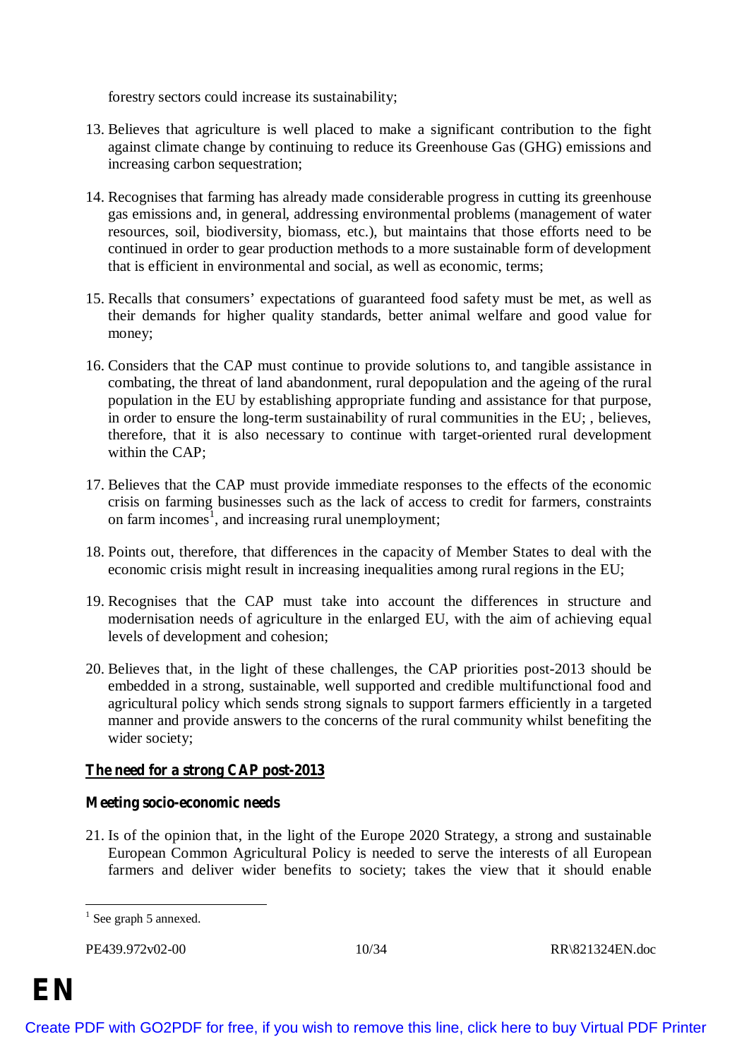forestry sectors could increase its sustainability;

13. Believes that agriculture is well placed to make a significant contribution to the fight against climate change by continuing to reduce its Greenhouse Gas (GHG) emissions and increasing carbon sequestration;

14. Recognises that farming has already made considerable progress in cutting its greenhouse gas emissions and, in general, addressing environmental problems (management of water resources, soil, biodiversity, biomass, etc.), but maintains that those efforts need to be continued in order to gear production methods to a more sustainable form of development that is efficient in environmental and social, as well as economic, terms;

15. Recalls that consumers' expectations of guaranteed food safety must be met, as well as their demands for higher quality standards, better animal welfare and good value for money;

16. Considers that the CAP must continue to provide solutions to, and tangible assistance in combating, the threat of land abandonment, rural depopulation and the ageing of the rural population in the EU by establishing appropriate funding and assistance for that purpose, in order to ensure the long-term sustainability of rural communities in the EU; , believes, therefore, that it is also necessary to continue with target-oriented rural development within the CAP;

17. Believes that the CAP must provide immediate responses to the effects of the economic crisis on farming businesses such as the lack of access to credit for farmers, constraints on farm incomes[1], and increasing rural unemployment;

18. Points out, therefore, that differences in the capacity of Member States to deal with the economic crisis might result in increasing inequalities among rural regions in the EU;

19. Recognises that the CAP must take into account the differences in structure and modernisation needs of agriculture in the enlarged EU, with the aim of achieving equal levels of development and cohesion;

20. Believes that, in the light of these challenges, the CAP priorities post-2013 should be embedded in a strong, sustainable, well supported and credible multifunctional food and agricultural policy which sends strong signals to support farmers efficiently in a targeted manner and provide answers to the concerns of the rural community whilst benefiting the wider society;

## The need for a strong CAP post-2013

### Meeting socio-economic needs

21. Is of the opinion that, in the light of the Europe 2020 Strategy, a strong and sustainable European Common Agricultural Policy is needed to serve the interests of all European farmers and deliver wider benefits to society; takes the view that it should enable

---

[1] See graph 5 annexed.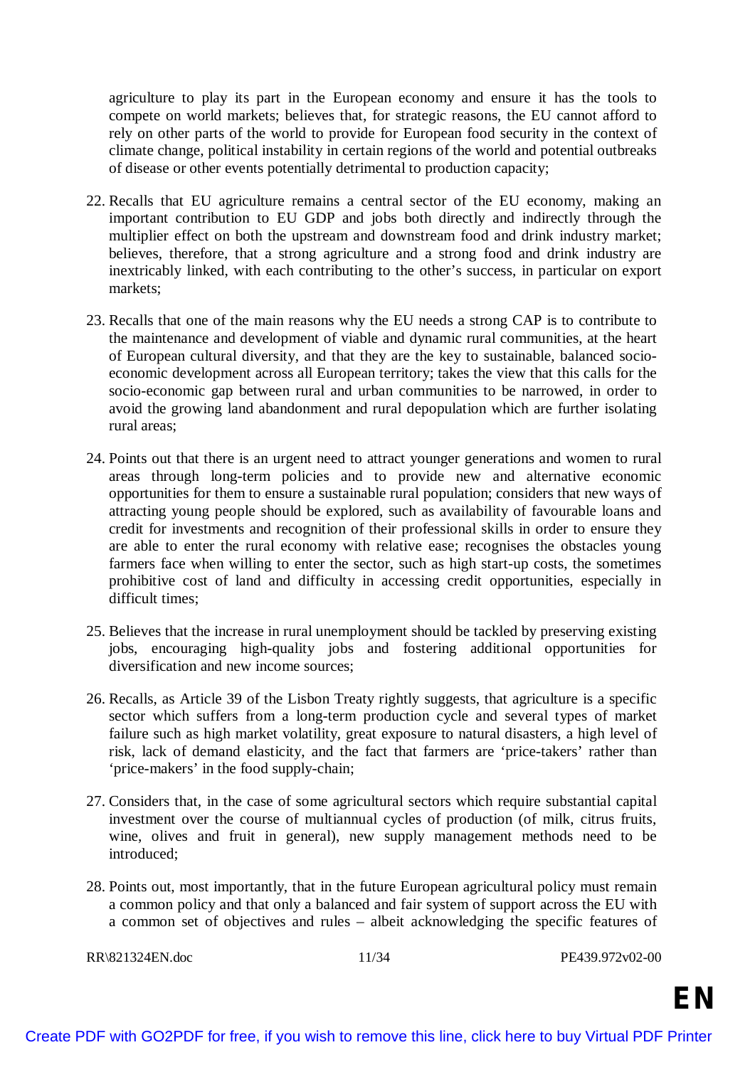agriculture to play its part in the European economy and ensure it has the tools to compete on world markets; believes that, for strategic reasons, the EU cannot afford to rely on other parts of the world to provide for European food security in the context of climate change, political instability in certain regions of the world and potential outbreaks of disease or other events potentially detrimental to production capacity;

22. Recalls that EU agriculture remains a central sector of the EU economy, making an important contribution to EU GDP and jobs both directly and indirectly through the multiplier effect on both the upstream and downstream food and drink industry market; believes, therefore, that a strong agriculture and a strong food and drink industry are inextricably linked, with each contributing to the other's success, in particular on export markets;

23. Recalls that one of the main reasons why the EU needs a strong CAP is to contribute to the maintenance and development of viable and dynamic rural communities, at the heart of European cultural diversity, and that they are the key to sustainable, balanced socio-economic development across all European territory; takes the view that this calls for the socio-economic gap between rural and urban communities to be narrowed, in order to avoid the growing land abandonment and rural depopulation which are further isolating rural areas;

24. Points out that there is an urgent need to attract younger generations and women to rural areas through long-term policies and to provide new and alternative economic opportunities for them to ensure a sustainable rural population; considers that new ways of attracting young people should be explored, such as availability of favourable loans and credit for investments and recognition of their professional skills in order to ensure they are able to enter the rural economy with relative ease; recognises the obstacles young farmers face when willing to enter the sector, such as high start-up costs, the sometimes prohibitive cost of land and difficulty in accessing credit opportunities, especially in difficult times;

25. Believes that the increase in rural unemployment should be tackled by preserving existing jobs, encouraging high-quality jobs and fostering additional opportunities for diversification and new income sources;

26. Recalls, as Article 39 of the Lisbon Treaty rightly suggests, that agriculture is a specific sector which suffers from a long-term production cycle and several types of market failure such as high market volatility, great exposure to natural disasters, a high level of risk, lack of demand elasticity, and the fact that farmers are 'price-takers' rather than 'price-makers' in the food supply-chain;

27. Considers that, in the case of some agricultural sectors which require substantial capital investment over the course of multiannual cycles of production (of milk, citrus fruits, wine, olives and fruit in general), new supply management methods need to be introduced;

28. Points out, most importantly, that in the future European agricultural policy must remain a common policy and that only a balanced and fair system of support across the EU with a common set of objectives and rules – albeit acknowledging the specific features of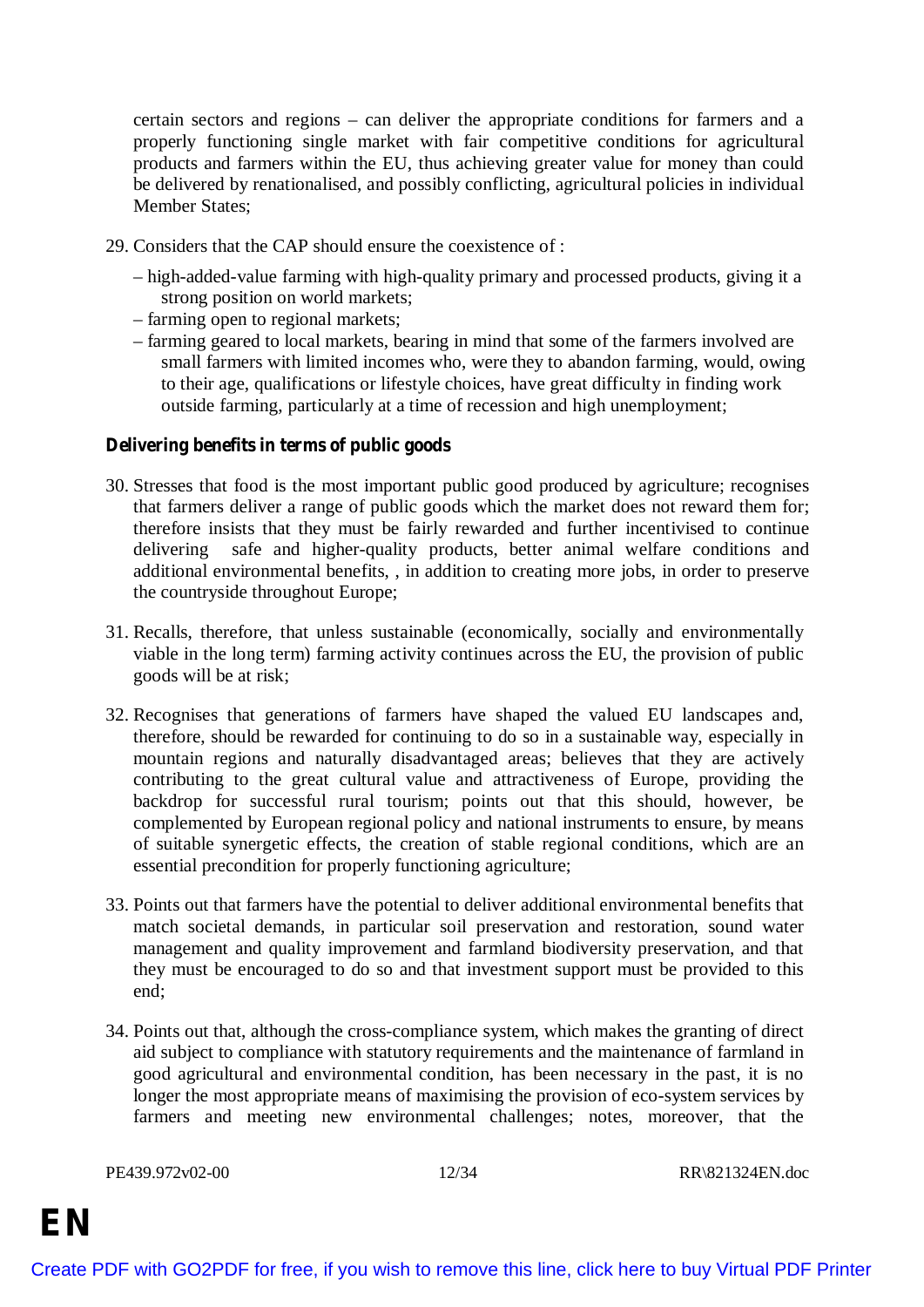certain sectors and regions – can deliver the appropriate conditions for farmers and a properly functioning single market with fair competitive conditions for agricultural products and farmers within the EU, thus achieving greater value for money than could be delivered by renationalised, and possibly conflicting, agricultural policies in individual Member States;

29. Considers that the CAP should ensure the coexistence of :

    – high-added-value farming with high-quality primary and processed products, giving it a strong position on world markets;
    – farming open to regional markets;
    – farming geared to local markets, bearing in mind that some of the farmers involved are small farmers with limited incomes who, were they to abandon farming, would, owing to their age, qualifications or lifestyle choices, have great difficulty in finding work outside farming, particularly at a time of recession and high unemployment;

**Delivering benefits in terms of public goods**

30. Stresses that food is the most important public good produced by agriculture; recognises that farmers deliver a range of public goods which the market does not reward them for; therefore insists that they must be fairly rewarded and further incentivised to continue delivering safe and higher-quality products, better animal welfare conditions and additional environmental benefits, , in addition to creating more jobs, in order to preserve the countryside throughout Europe;

31. Recalls, therefore, that unless sustainable (economically, socially and environmentally viable in the long term) farming activity continues across the EU, the provision of public goods will be at risk;

32. Recognises that generations of farmers have shaped the valued EU landscapes and, therefore, should be rewarded for continuing to do so in a sustainable way, especially in mountain regions and naturally disadvantaged areas; believes that they are actively contributing to the great cultural value and attractiveness of Europe, providing the backdrop for successful rural tourism; points out that this should, however, be complemented by European regional policy and national instruments to ensure, by means of suitable synergetic effects, the creation of stable regional conditions, which are an essential precondition for properly functioning agriculture;

33. Points out that farmers have the potential to deliver additional environmental benefits that match societal demands, in particular soil preservation and restoration, sound water management and quality improvement and farmland biodiversity preservation, and that they must be encouraged to do so and that investment support must be provided to this end;

34. Points out that, although the cross-compliance system, which makes the granting of direct aid subject to compliance with statutory requirements and the maintenance of farmland in good agricultural and environmental condition, has been necessary in the past, it is no longer the most appropriate means of maximising the provision of eco-system services by farmers and meeting new environmental challenges; notes, moreover, that the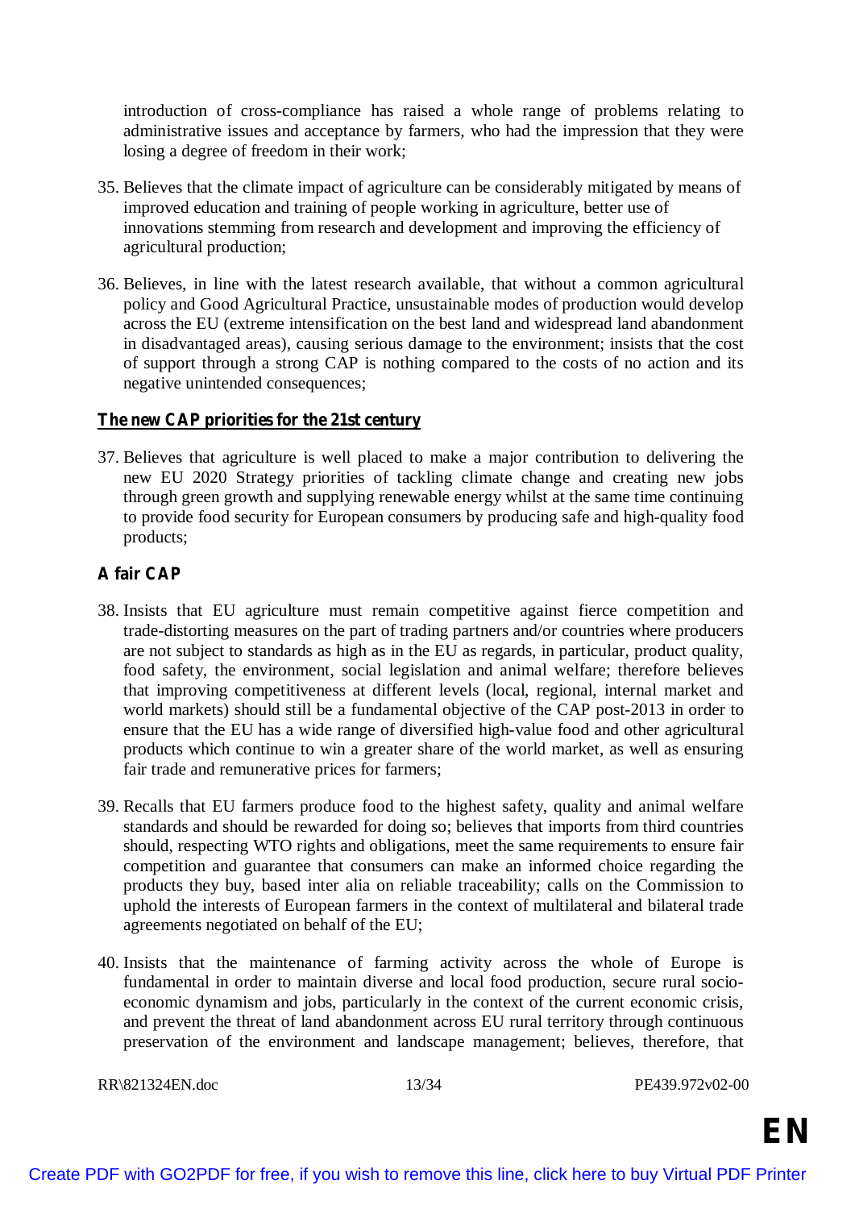introduction of cross-compliance has raised a whole range of problems relating to administrative issues and acceptance by farmers, who had the impression that they were losing a degree of freedom in their work;

35. Believes that the climate impact of agriculture can be considerably mitigated by means of improved education and training of people working in agriculture, better use of innovations stemming from research and development and improving the efficiency of agricultural production;

36. Believes, in line with the latest research available, that without a common agricultural policy and Good Agricultural Practice, unsustainable modes of production would develop across the EU (extreme intensification on the best land and widespread land abandonment in disadvantaged areas), causing serious damage to the environment; insists that the cost of support through a strong CAP is nothing compared to the costs of no action and its negative unintended consequences;

## The new CAP priorities for the 21st century

37. Believes that agriculture is well placed to make a major contribution to delivering the new EU 2020 Strategy priorities of tackling climate change and creating new jobs through green growth and supplying renewable energy whilst at the same time continuing to provide food security for European consumers by producing safe and high-quality food products;

### A fair CAP

38. Insists that EU agriculture must remain competitive against fierce competition and trade-distorting measures on the part of trading partners and/or countries where producers are not subject to standards as high as in the EU as regards, in particular, product quality, food safety, the environment, social legislation and animal welfare; therefore believes that improving competitiveness at different levels (local, regional, internal market and world markets) should still be a fundamental objective of the CAP post-2013 in order to ensure that the EU has a wide range of diversified high-value food and other agricultural products which continue to win a greater share of the world market, as well as ensuring fair trade and remunerative prices for farmers;

39. Recalls that EU farmers produce food to the highest safety, quality and animal welfare standards and should be rewarded for doing so; believes that imports from third countries should, respecting WTO rights and obligations, meet the same requirements to ensure fair competition and guarantee that consumers can make an informed choice regarding the products they buy, based inter alia on reliable traceability; calls on the Commission to uphold the interests of European farmers in the context of multilateral and bilateral trade agreements negotiated on behalf of the EU;

40. Insists that the maintenance of farming activity across the whole of Europe is fundamental in order to maintain diverse and local food production, secure rural socio-economic dynamism and jobs, particularly in the context of the current economic crisis, and prevent the threat of land abandonment across EU rural territory through continuous preservation of the environment and landscape management; believes, therefore, that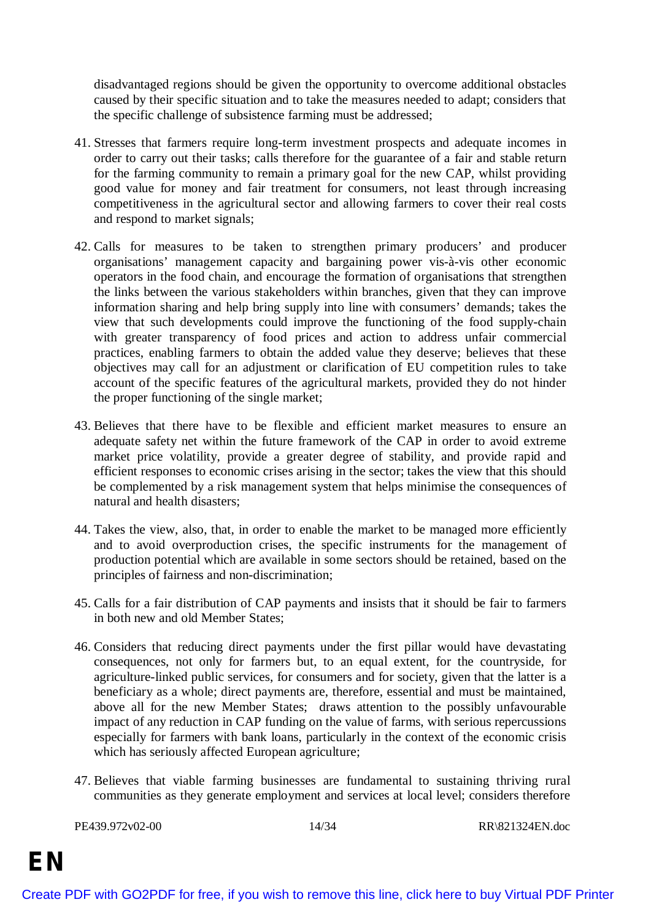disadvantaged regions should be given the opportunity to overcome additional obstacles caused by their specific situation and to take the measures needed to adapt; considers that the specific challenge of subsistence farming must be addressed;

41. Stresses that farmers require long-term investment prospects and adequate incomes in order to carry out their tasks; calls therefore for the guarantee of a fair and stable return for the farming community to remain a primary goal for the new CAP, whilst providing good value for money and fair treatment for consumers, not least through increasing competitiveness in the agricultural sector and allowing farmers to cover their real costs and respond to market signals;

42. Calls for measures to be taken to strengthen primary producers' and producer organisations' management capacity and bargaining power vis-à-vis other economic operators in the food chain, and encourage the formation of organisations that strengthen the links between the various stakeholders within branches, given that they can improve information sharing and help bring supply into line with consumers' demands; takes the view that such developments could improve the functioning of the food supply-chain with greater transparency of food prices and action to address unfair commercial practices, enabling farmers to obtain the added value they deserve; believes that these objectives may call for an adjustment or clarification of EU competition rules to take account of the specific features of the agricultural markets, provided they do not hinder the proper functioning of the single market;

43. Believes that there have to be flexible and efficient market measures to ensure an adequate safety net within the future framework of the CAP in order to avoid extreme market price volatility, provide a greater degree of stability, and provide rapid and efficient responses to economic crises arising in the sector; takes the view that this should be complemented by a risk management system that helps minimise the consequences of natural and health disasters;

44. Takes the view, also, that, in order to enable the market to be managed more efficiently and to avoid overproduction crises, the specific instruments for the management of production potential which are available in some sectors should be retained, based on the principles of fairness and non-discrimination;

45. Calls for a fair distribution of CAP payments and insists that it should be fair to farmers in both new and old Member States;

46. Considers that reducing direct payments under the first pillar would have devastating consequences, not only for farmers but, to an equal extent, for the countryside, for agriculture-linked public services, for consumers and for society, given that the latter is a beneficiary as a whole; direct payments are, therefore, essential and must be maintained, above all for the new Member States; draws attention to the possibly unfavourable impact of any reduction in CAP funding on the value of farms, with serious repercussions especially for farmers with bank loans, particularly in the context of the economic crisis which has seriously affected European agriculture;

47. Believes that viable farming businesses are fundamental to sustaining thriving rural communities as they generate employment and services at local level; considers therefore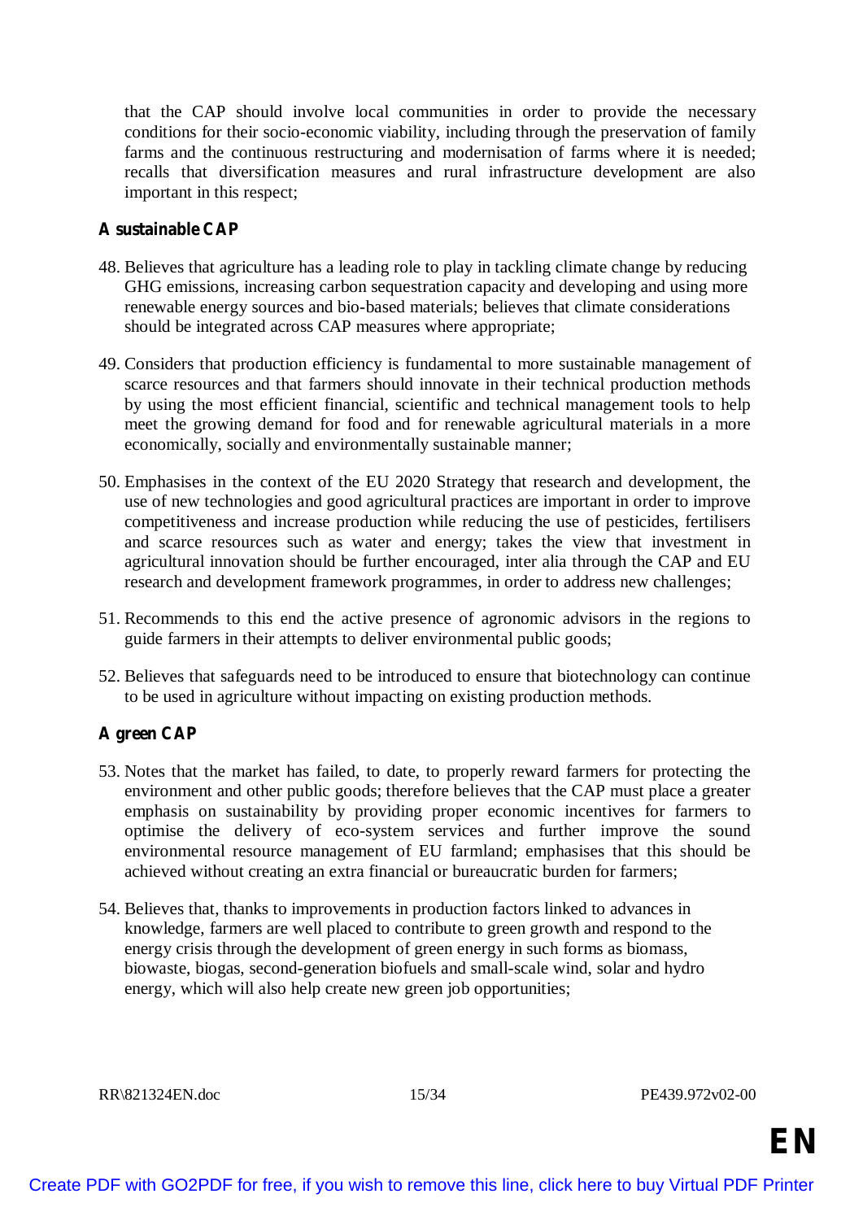that the CAP should involve local communities in order to provide the necessary conditions for their socio-economic viability, including through the preservation of family farms and the continuous restructuring and modernisation of farms where it is needed; recalls that diversification measures and rural infrastructure development are also important in this respect;

## A sustainable CAP

48. Believes that agriculture has a leading role to play in tackling climate change by reducing GHG emissions, increasing carbon sequestration capacity and developing and using more renewable energy sources and bio-based materials; believes that climate considerations should be integrated across CAP measures where appropriate;

49. Considers that production efficiency is fundamental to more sustainable management of scarce resources and that farmers should innovate in their technical production methods by using the most efficient financial, scientific and technical management tools to help meet the growing demand for food and for renewable agricultural materials in a more economically, socially and environmentally sustainable manner;

50. Emphasises in the context of the EU 2020 Strategy that research and development, the use of new technologies and good agricultural practices are important in order to improve competitiveness and increase production while reducing the use of pesticides, fertilisers and scarce resources such as water and energy; takes the view that investment in agricultural innovation should be further encouraged, inter alia through the CAP and EU research and development framework programmes, in order to address new challenges;

51. Recommends to this end the active presence of agronomic advisors in the regions to guide farmers in their attempts to deliver environmental public goods;

52. Believes that safeguards need to be introduced to ensure that biotechnology can continue to be used in agriculture without impacting on existing production methods.

## A green CAP

53. Notes that the market has failed, to date, to properly reward farmers for protecting the environment and other public goods; therefore believes that the CAP must place a greater emphasis on sustainability by providing proper economic incentives for farmers to optimise the delivery of eco-system services and further improve the sound environmental resource management of EU farmland; emphasises that this should be achieved without creating an extra financial or bureaucratic burden for farmers;

54. Believes that, thanks to improvements in production factors linked to advances in knowledge, farmers are well placed to contribute to green growth and respond to the energy crisis through the development of green energy in such forms as biomass, biowaste, biogas, second-generation biofuels and small-scale wind, solar and hydro energy, which will also help create new green job opportunities;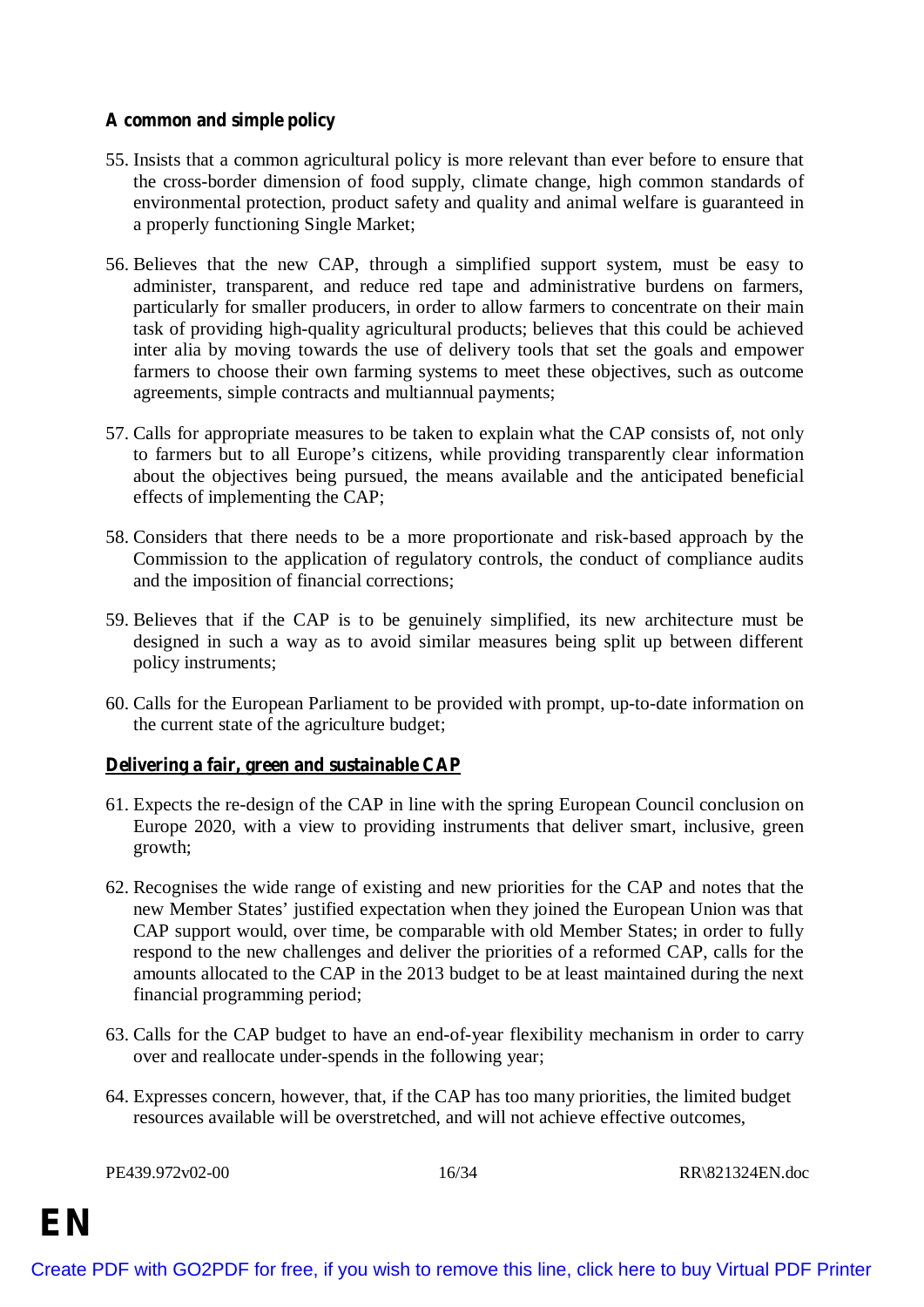### A common and simple policy

55. Insists that a common agricultural policy is more relevant than ever before to ensure that the cross-border dimension of food supply, climate change, high common standards of environmental protection, product safety and quality and animal welfare is guaranteed in a properly functioning Single Market;

56. Believes that the new CAP, through a simplified support system, must be easy to administer, transparent, and reduce red tape and administrative burdens on farmers, particularly for smaller producers, in order to allow farmers to concentrate on their main task of providing high-quality agricultural products; believes that this could be achieved inter alia by moving towards the use of delivery tools that set the goals and empower farmers to choose their own farming systems to meet these objectives, such as outcome agreements, simple contracts and multiannual payments;

57. Calls for appropriate measures to be taken to explain what the CAP consists of, not only to farmers but to all Europe's citizens, while providing transparently clear information about the objectives being pursued, the means available and the anticipated beneficial effects of implementing the CAP;

58. Considers that there needs to be a more proportionate and risk-based approach by the Commission to the application of regulatory controls, the conduct of compliance audits and the imposition of financial corrections;

59. Believes that if the CAP is to be genuinely simplified, its new architecture must be designed in such a way as to avoid similar measures being split up between different policy instruments;

60. Calls for the European Parliament to be provided with prompt, up-to-date information on the current state of the agriculture budget;

### Delivering a fair, green and sustainable CAP

61. Expects the re-design of the CAP in line with the spring European Council conclusion on Europe 2020, with a view to providing instruments that deliver smart, inclusive, green growth;

62. Recognises the wide range of existing and new priorities for the CAP and notes that the new Member States' justified expectation when they joined the European Union was that CAP support would, over time, be comparable with old Member States; in order to fully respond to the new challenges and deliver the priorities of a reformed CAP, calls for the amounts allocated to the CAP in the 2013 budget to be at least maintained during the next financial programming period;

63. Calls for the CAP budget to have an end-of-year flexibility mechanism in order to carry over and reallocate under-spends in the following year;

64. Expresses concern, however, that, if the CAP has too many priorities, the limited budget resources available will be overstretched, and will not achieve effective outcomes,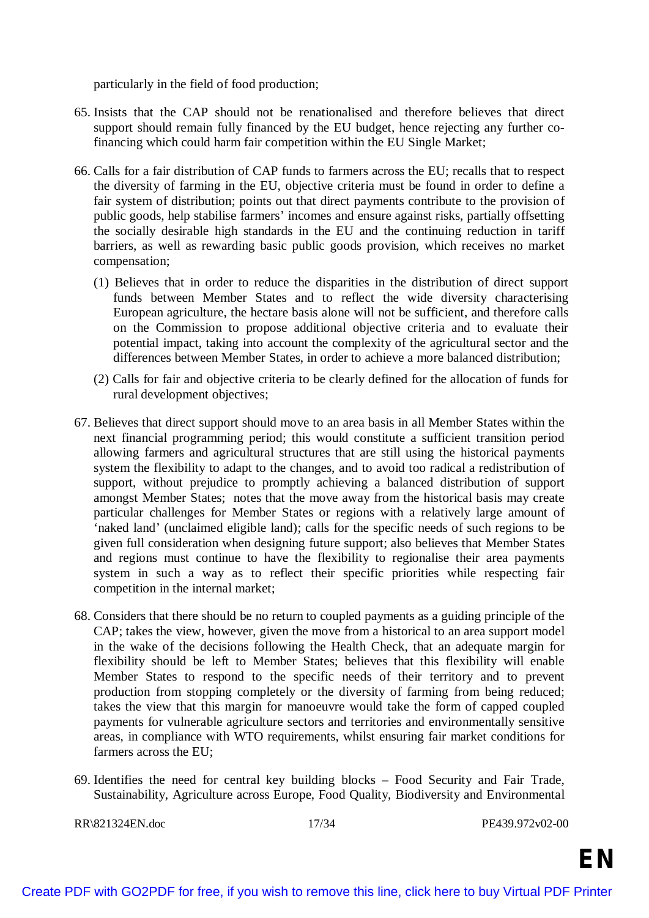particularly in the field of food production;

65. Insists that the CAP should not be renationalised and therefore believes that direct support should remain fully financed by the EU budget, hence rejecting any further co-financing which could harm fair competition within the EU Single Market;

66. Calls for a fair distribution of CAP funds to farmers across the EU; recalls that to respect the diversity of farming in the EU, objective criteria must be found in order to define a fair system of distribution; points out that direct payments contribute to the provision of public goods, help stabilise farmers' incomes and ensure against risks, partially offsetting the socially desirable high standards in the EU and the continuing reduction in tariff barriers, as well as rewarding basic public goods provision, which receives no market compensation;

    (1) Believes that in order to reduce the disparities in the distribution of direct support funds between Member States and to reflect the wide diversity characterising European agriculture, the hectare basis alone will not be sufficient, and therefore calls on the Commission to propose additional objective criteria and to evaluate their potential impact, taking into account the complexity of the agricultural sector and the differences between Member States, in order to achieve a more balanced distribution;

    (2) Calls for fair and objective criteria to be clearly defined for the allocation of funds for rural development objectives;

67. Believes that direct support should move to an area basis in all Member States within the next financial programming period; this would constitute a sufficient transition period allowing farmers and agricultural structures that are still using the historical payments system the flexibility to adapt to the changes, and to avoid too radical a redistribution of support, without prejudice to promptly achieving a balanced distribution of support amongst Member States; notes that the move away from the historical basis may create particular challenges for Member States or regions with a relatively large amount of 'naked land' (unclaimed eligible land); calls for the specific needs of such regions to be given full consideration when designing future support; also believes that Member States and regions must continue to have the flexibility to regionalise their area payments system in such a way as to reflect their specific priorities while respecting fair competition in the internal market;

68. Considers that there should be no return to coupled payments as a guiding principle of the CAP; takes the view, however, given the move from a historical to an area support model in the wake of the decisions following the Health Check, that an adequate margin for flexibility should be left to Member States; believes that this flexibility will enable Member States to respond to the specific needs of their territory and to prevent production from stopping completely or the diversity of farming from being reduced; takes the view that this margin for manoeuvre would take the form of capped coupled payments for vulnerable agriculture sectors and territories and environmentally sensitive areas, in compliance with WTO requirements, whilst ensuring fair market conditions for farmers across the EU;

69. Identifies the need for central key building blocks – Food Security and Fair Trade, Sustainability, Agriculture across Europe, Food Quality, Biodiversity and Environmental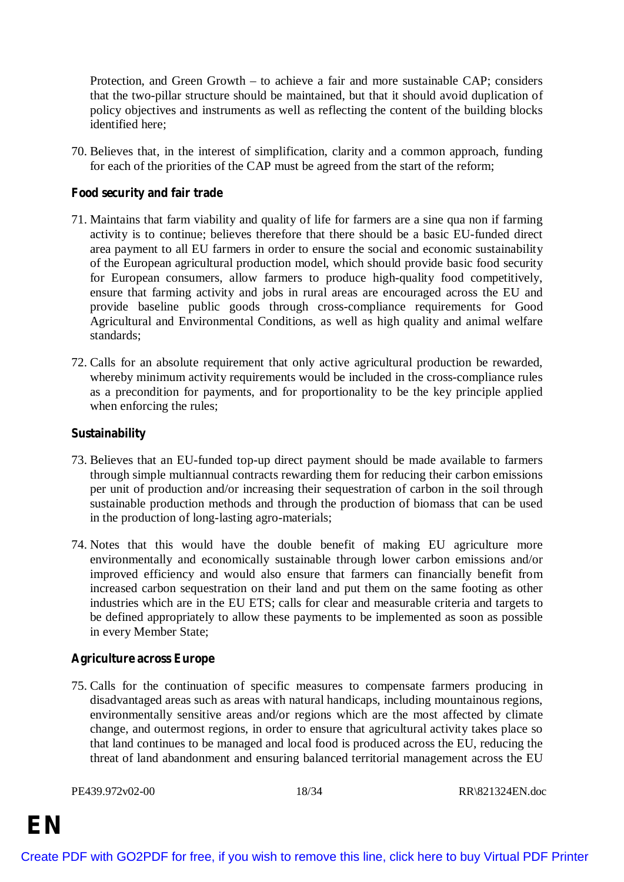Protection, and Green Growth – to achieve a fair and more sustainable CAP; considers that the two-pillar structure should be maintained, but that it should avoid duplication of policy objectives and instruments as well as reflecting the content of the building blocks identified here;

70. Believes that, in the interest of simplification, clarity and a common approach, funding for each of the priorities of the CAP must be agreed from the start of the reform;

### Food security and fair trade

71. Maintains that farm viability and quality of life for farmers are a sine qua non if farming activity is to continue; believes therefore that there should be a basic EU-funded direct area payment to all EU farmers in order to ensure the social and economic sustainability of the European agricultural production model, which should provide basic food security for European consumers, allow farmers to produce high-quality food competitively, ensure that farming activity and jobs in rural areas are encouraged across the EU and provide baseline public goods through cross-compliance requirements for Good Agricultural and Environmental Conditions, as well as high quality and animal welfare standards;

72. Calls for an absolute requirement that only active agricultural production be rewarded, whereby minimum activity requirements would be included in the cross-compliance rules as a precondition for payments, and for proportionality to be the key principle applied when enforcing the rules;

### Sustainability

73. Believes that an EU-funded top-up direct payment should be made available to farmers through simple multiannual contracts rewarding them for reducing their carbon emissions per unit of production and/or increasing their sequestration of carbon in the soil through sustainable production methods and through the production of biomass that can be used in the production of long-lasting agro-materials;

74. Notes that this would have the double benefit of making EU agriculture more environmentally and economically sustainable through lower carbon emissions and/or improved efficiency and would also ensure that farmers can financially benefit from increased carbon sequestration on their land and put them on the same footing as other industries which are in the EU ETS; calls for clear and measurable criteria and targets to be defined appropriately to allow these payments to be implemented as soon as possible in every Member State;

### Agriculture across Europe

75. Calls for the continuation of specific measures to compensate farmers producing in disadvantaged areas such as areas with natural handicaps, including mountainous regions, environmentally sensitive areas and/or regions which are the most affected by climate change, and outermost regions, in order to ensure that agricultural activity takes place so that land continues to be managed and local food is produced across the EU, reducing the threat of land abandonment and ensuring balanced territorial management across the EU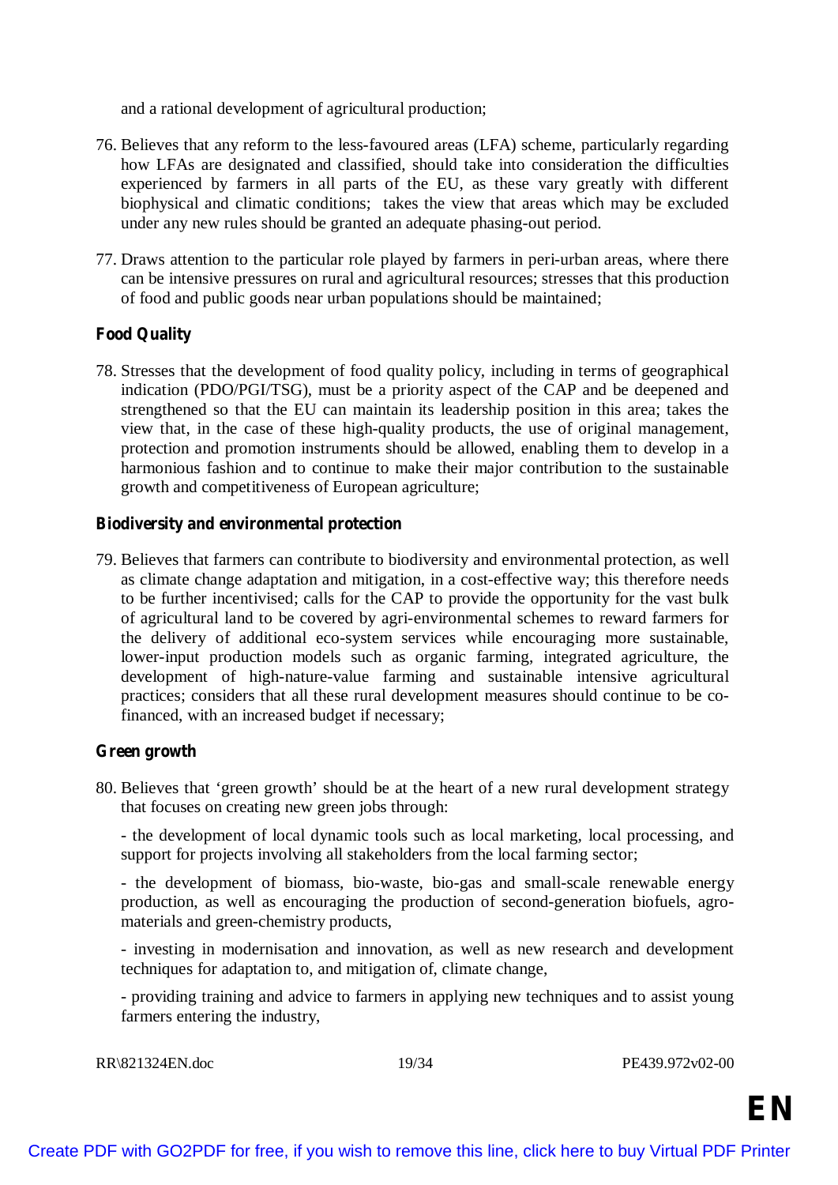and a rational development of agricultural production;

76. Believes that any reform to the less-favoured areas (LFA) scheme, particularly regarding how LFAs are designated and classified, should take into consideration the difficulties experienced by farmers in all parts of the EU, as these vary greatly with different biophysical and climatic conditions; takes the view that areas which may be excluded under any new rules should be granted an adequate phasing-out period.

77. Draws attention to the particular role played by farmers in peri-urban areas, where there can be intensive pressures on rural and agricultural resources; stresses that this production of food and public goods near urban populations should be maintained;

**Food Quality**

78. Stresses that the development of food quality policy, including in terms of geographical indication (PDO/PGI/TSG), must be a priority aspect of the CAP and be deepened and strengthened so that the EU can maintain its leadership position in this area; takes the view that, in the case of these high-quality products, the use of original management, protection and promotion instruments should be allowed, enabling them to develop in a harmonious fashion and to continue to make their major contribution to the sustainable growth and competitiveness of European agriculture;

**Biodiversity and environmental protection**

79. Believes that farmers can contribute to biodiversity and environmental protection, as well as climate change adaptation and mitigation, in a cost-effective way; this therefore needs to be further incentivised; calls for the CAP to provide the opportunity for the vast bulk of agricultural land to be covered by agri-environmental schemes to reward farmers for the delivery of additional eco-system services while encouraging more sustainable, lower-input production models such as organic farming, integrated agriculture, the development of high-nature-value farming and sustainable intensive agricultural practices; considers that all these rural development measures should continue to be co-financed, with an increased budget if necessary;

**Green growth**

80. Believes that 'green growth' should be at the heart of a new rural development strategy that focuses on creating new green jobs through:

    - the development of local dynamic tools such as local marketing, local processing, and support for projects involving all stakeholders from the local farming sector;

    - the development of biomass, bio-waste, bio-gas and small-scale renewable energy production, as well as encouraging the production of second-generation biofuels, agro-materials and green-chemistry products,

    - investing in modernisation and innovation, as well as new research and development techniques for adaptation to, and mitigation of, climate change,

    - providing training and advice to farmers in applying new techniques and to assist young farmers entering the industry,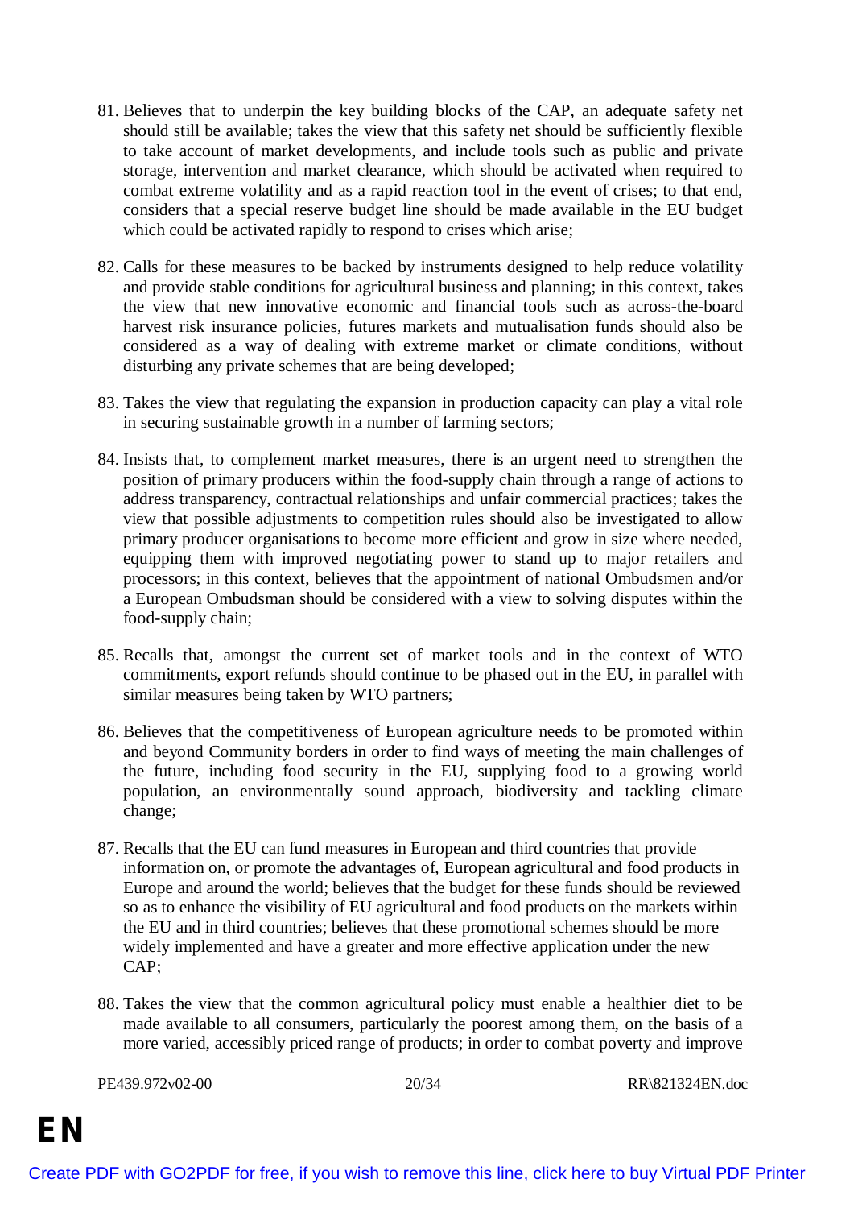81. Believes that to underpin the key building blocks of the CAP, an adequate safety net should still be available; takes the view that this safety net should be sufficiently flexible to take account of market developments, and include tools such as public and private storage, intervention and market clearance, which should be activated when required to combat extreme volatility and as a rapid reaction tool in the event of crises; to that end, considers that a special reserve budget line should be made available in the EU budget which could be activated rapidly to respond to crises which arise;

82. Calls for these measures to be backed by instruments designed to help reduce volatility and provide stable conditions for agricultural business and planning; in this context, takes the view that new innovative economic and financial tools such as across-the-board harvest risk insurance policies, futures markets and mutualisation funds should also be considered as a way of dealing with extreme market or climate conditions, without disturbing any private schemes that are being developed;

83. Takes the view that regulating the expansion in production capacity can play a vital role in securing sustainable growth in a number of farming sectors;

84. Insists that, to complement market measures, there is an urgent need to strengthen the position of primary producers within the food-supply chain through a range of actions to address transparency, contractual relationships and unfair commercial practices; takes the view that possible adjustments to competition rules should also be investigated to allow primary producer organisations to become more efficient and grow in size where needed, equipping them with improved negotiating power to stand up to major retailers and processors; in this context, believes that the appointment of national Ombudsmen and/or a European Ombudsman should be considered with a view to solving disputes within the food-supply chain;

85. Recalls that, amongst the current set of market tools and in the context of WTO commitments, export refunds should continue to be phased out in the EU, in parallel with similar measures being taken by WTO partners;

86. Believes that the competitiveness of European agriculture needs to be promoted within and beyond Community borders in order to find ways of meeting the main challenges of the future, including food security in the EU, supplying food to a growing world population, an environmentally sound approach, biodiversity and tackling climate change;

87. Recalls that the EU can fund measures in European and third countries that provide information on, or promote the advantages of, European agricultural and food products in Europe and around the world; believes that the budget for these funds should be reviewed so as to enhance the visibility of EU agricultural and food products on the markets within the EU and in third countries; believes that these promotional schemes should be more widely implemented and have a greater and more effective application under the new CAP;

88. Takes the view that the common agricultural policy must enable a healthier diet to be made available to all consumers, particularly the poorest among them, on the basis of a more varied, accessibly priced range of products; in order to combat poverty and improve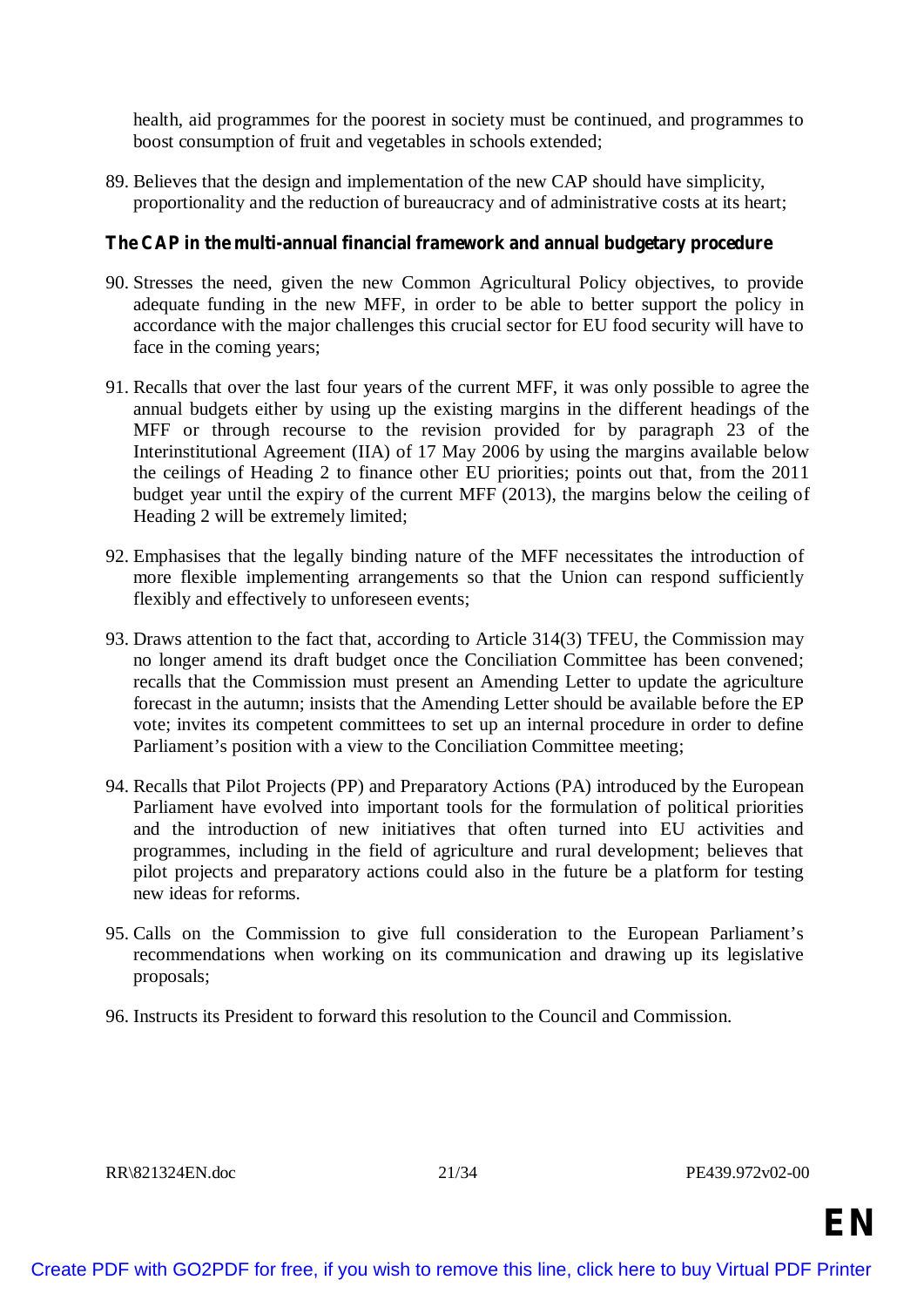health, aid programmes for the poorest in society must be continued, and programmes to boost consumption of fruit and vegetables in schools extended;

89. Believes that the design and implementation of the new CAP should have simplicity, proportionality and the reduction of bureaucracy and of administrative costs at its heart;

### The CAP in the multi-annual financial framework and annual budgetary procedure

90. Stresses the need, given the new Common Agricultural Policy objectives, to provide adequate funding in the new MFF, in order to be able to better support the policy in accordance with the major challenges this crucial sector for EU food security will have to face in the coming years;

91. Recalls that over the last four years of the current MFF, it was only possible to agree the annual budgets either by using up the existing margins in the different headings of the MFF or through recourse to the revision provided for by paragraph 23 of the Interinstitutional Agreement (IIA) of 17 May 2006 by using the margins available below the ceilings of Heading 2 to finance other EU priorities; points out that, from the 2011 budget year until the expiry of the current MFF (2013), the margins below the ceiling of Heading 2 will be extremely limited;

92. Emphasises that the legally binding nature of the MFF necessitates the introduction of more flexible implementing arrangements so that the Union can respond sufficiently flexibly and effectively to unforeseen events;

93. Draws attention to the fact that, according to Article 314(3) TFEU, the Commission may no longer amend its draft budget once the Conciliation Committee has been convened; recalls that the Commission must present an Amending Letter to update the agriculture forecast in the autumn; insists that the Amending Letter should be available before the EP vote; invites its competent committees to set up an internal procedure in order to define Parliament's position with a view to the Conciliation Committee meeting;

94. Recalls that Pilot Projects (PP) and Preparatory Actions (PA) introduced by the European Parliament have evolved into important tools for the formulation of political priorities and the introduction of new initiatives that often turned into EU activities and programmes, including in the field of agriculture and rural development; believes that pilot projects and preparatory actions could also in the future be a platform for testing new ideas for reforms.

95. Calls on the Commission to give full consideration to the European Parliament's recommendations when working on its communication and drawing up its legislative proposals;

96. Instructs its President to forward this resolution to the Council and Commission.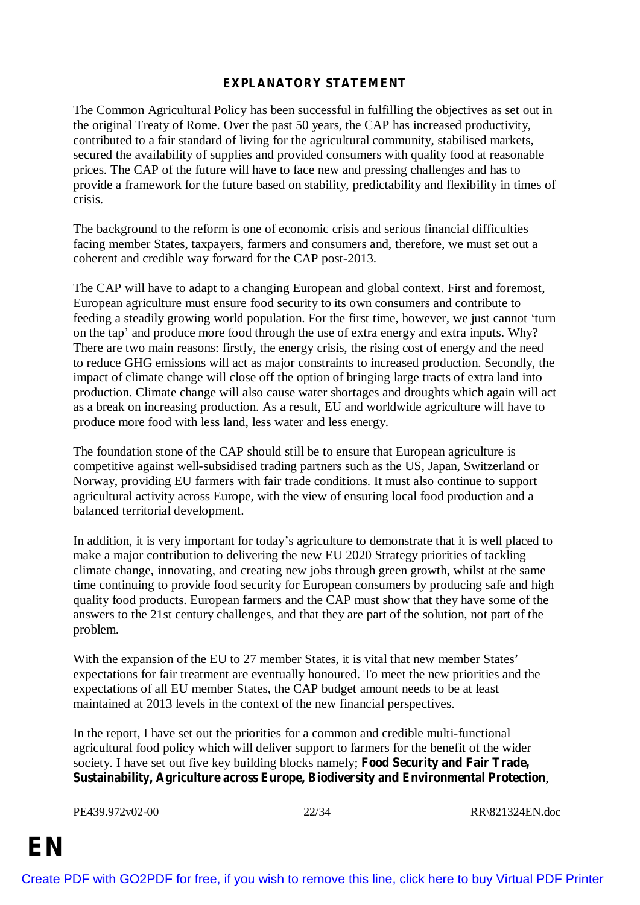## EXPLANATORY STATEMENT

The Common Agricultural Policy has been successful in fulfilling the objectives as set out in the original Treaty of Rome. Over the past 50 years, the CAP has increased productivity, contributed to a fair standard of living for the agricultural community, stabilised markets, secured the availability of supplies and provided consumers with quality food at reasonable prices. The CAP of the future will have to face new and pressing challenges and has to provide a framework for the future based on stability, predictability and flexibility in times of crisis.

The background to the reform is one of economic crisis and serious financial difficulties facing member States, taxpayers, farmers and consumers and, therefore, we must set out a coherent and credible way forward for the CAP post-2013.

The CAP will have to adapt to a changing European and global context. First and foremost, European agriculture must ensure food security to its own consumers and contribute to feeding a steadily growing world population. For the first time, however, we just cannot 'turn on the tap' and produce more food through the use of extra energy and extra inputs. Why? There are two main reasons: firstly, the energy crisis, the rising cost of energy and the need to reduce GHG emissions will act as major constraints to increased production. Secondly, the impact of climate change will close off the option of bringing large tracts of extra land into production. Climate change will also cause water shortages and droughts which again will act as a break on increasing production. As a result, EU and worldwide agriculture will have to produce more food with less land, less water and less energy.

The foundation stone of the CAP should still be to ensure that European agriculture is competitive against well-subsidised trading partners such as the US, Japan, Switzerland or Norway, providing EU farmers with fair trade conditions. It must also continue to support agricultural activity across Europe, with the view of ensuring local food production and a balanced territorial development.

In addition, it is very important for today's agriculture to demonstrate that it is well placed to make a major contribution to delivering the new EU 2020 Strategy priorities of tackling climate change, innovating, and creating new jobs through green growth, whilst at the same time continuing to provide food security for European consumers by producing safe and high quality food products. European farmers and the CAP must show that they have some of the answers to the 21st century challenges, and that they are part of the solution, not part of the problem.

With the expansion of the EU to 27 member States, it is vital that new member States' expectations for fair treatment are eventually honoured. To meet the new priorities and the expectations of all EU member States, the CAP budget amount needs to be at least maintained at 2013 levels in the context of the new financial perspectives.

In the report, I have set out the priorities for a common and credible multi-functional agricultural food policy which will deliver support to farmers for the benefit of the wider society. I have set out five key building blocks namely; **Food Security and Fair Trade, Sustainability, Agriculture across Europe, Biodiversity and Environmental Protection**,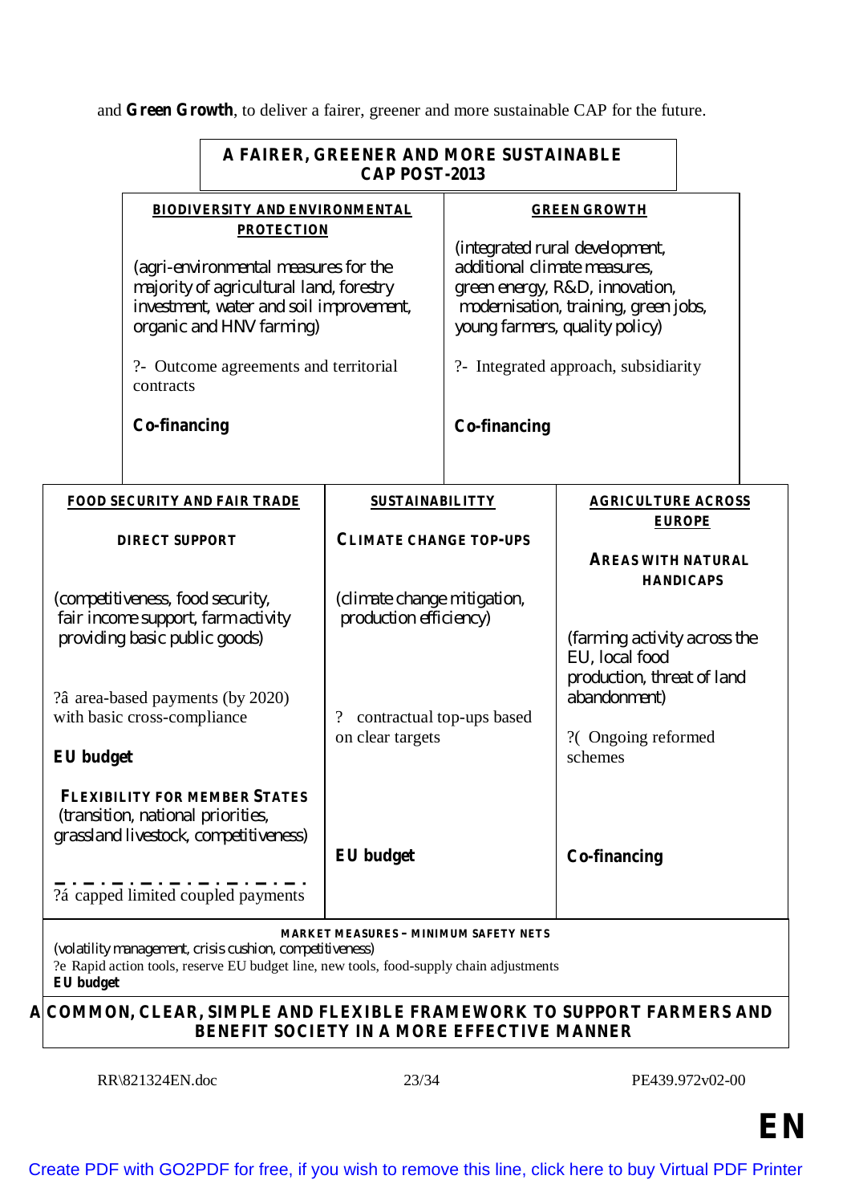and **Green Growth**, to deliver a fairer, greener and more sustainable CAP for the future.

**A FAIRER, GREENER AND MORE SUSTAINABLE CAP POST-2013**

| **BIODIVERSITY AND ENVIRONMENTAL PROTECTION** | **GREEN GROWTH** |
|---|---|
| (agri-environmental measures for the majority of agricultural land, forestry investment, water and soil improvement, organic and HNV farming) | (integrated rural development, additional climate measures, green energy, R&D, innovation, modernisation, training, green jobs, young farmers, quality policy) |
| ?- Outcome agreements and territorial contracts | ?- Integrated approach, subsidiarity |
| **Co-financing** | **Co-financing** |

| **FOOD SECURITY AND FAIR TRADE** | **SUSTAINABILITTY** | **AGRICULTURE ACROSS EUROPE** |
|---|---|---|
| **DIRECT SUPPORT** | **CLIMATE CHANGE TOP-UPS** | **AREAS WITH NATURAL HANDICAPS** |
| (competitiveness, food security, fair income support, farm activity providing basic public goods) | (climate change mitigation, production efficiency) | (farming activity across the EU, local food production, threat of land abandonment) |
| ?â area-based payments (by 2020) with basic cross-compliance | ? contractual top-ups based on clear targets | ?( Ongoing reformed schemes |
| **EU budget** | | |
| **FLEXIBILITY FOR MEMBER STATES** (transition, national priorities, grassland livestock, competitiveness) | **EU budget** | **Co-financing** |
| ?á capped limited coupled payments | | |

**MARKET MEASURES – MINIMUM SAFETY NETS**
(volatility management, crisis cushion, competitiveness)
?e Rapid action tools, reserve EU budget line, new tools, food-supply chain adjustments
**EU budget**

**A COMMON, CLEAR, SIMPLE AND FLEXIBLE FRAMEWORK TO SUPPORT FARMERS AND BENEFIT SOCIETY IN A MORE EFFECTIVE MANNER**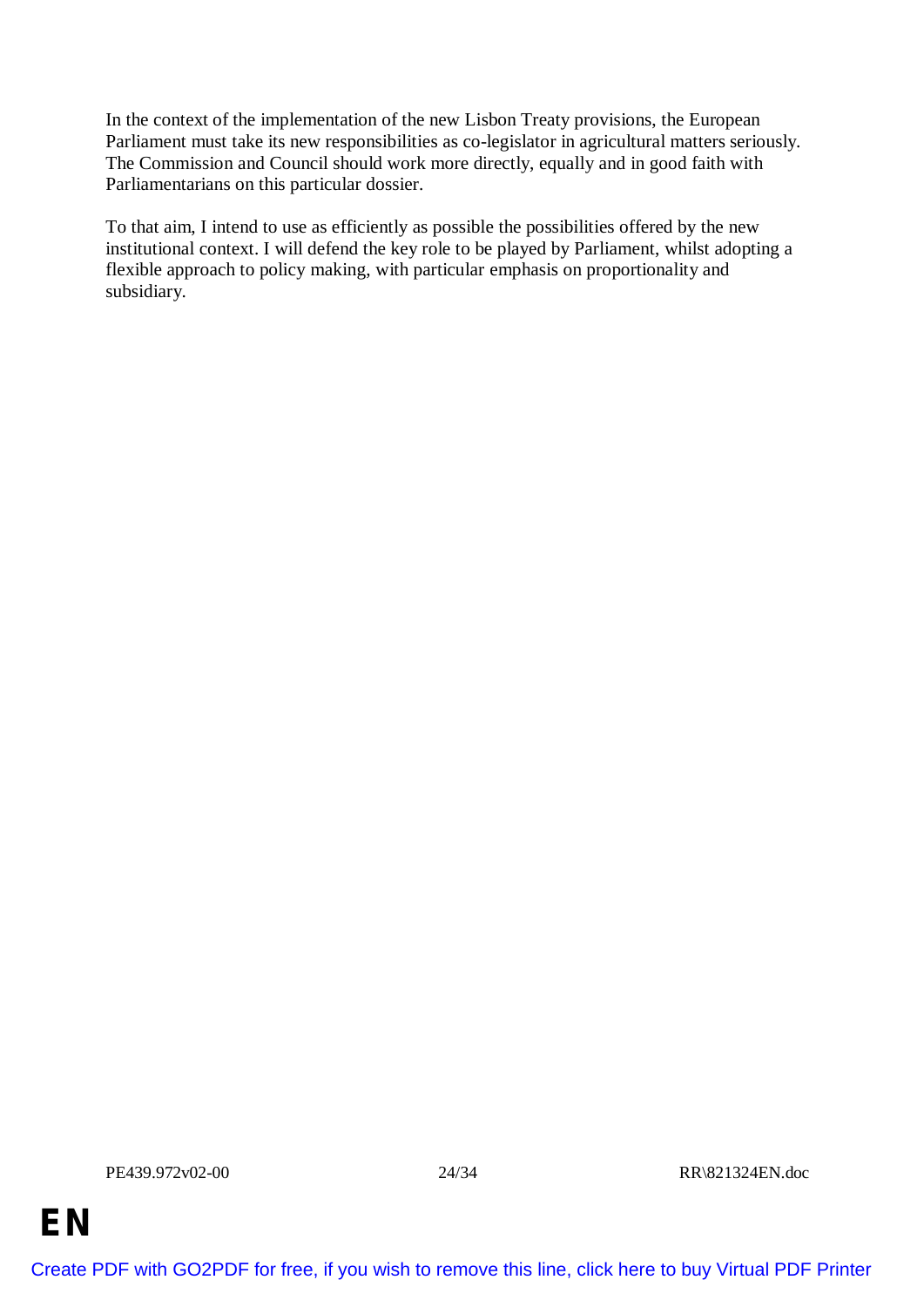In the context of the implementation of the new Lisbon Treaty provisions, the European Parliament must take its new responsibilities as co-legislator in agricultural matters seriously. The Commission and Council should work more directly, equally and in good faith with Parliamentarians on this particular dossier.

To that aim, I intend to use as efficiently as possible the possibilities offered by the new institutional context. I will defend the key role to be played by Parliament, whilst adopting a flexible approach to policy making, with particular emphasis on proportionality and subsidiary.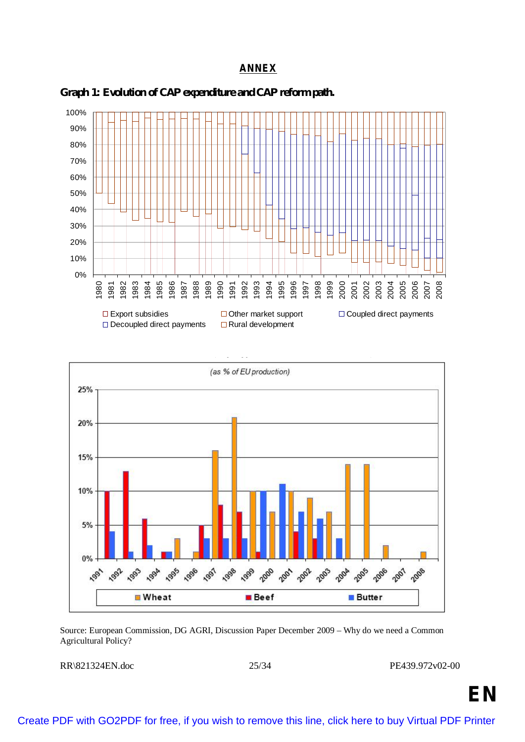## ANNEX

**Graph 1: Evolution of CAP expenditure and CAP reform path.**

☐ Export subsidies ☐ Other market support ☐ Coupled direct payments
☐ Decoupled direct payments ☐ Rural development

(as % of EU production)

Wheat Beef Butter

Source: European Commission, DG AGRI, Discussion Paper December 2009 – Why do we need a Common Agricultural Policy?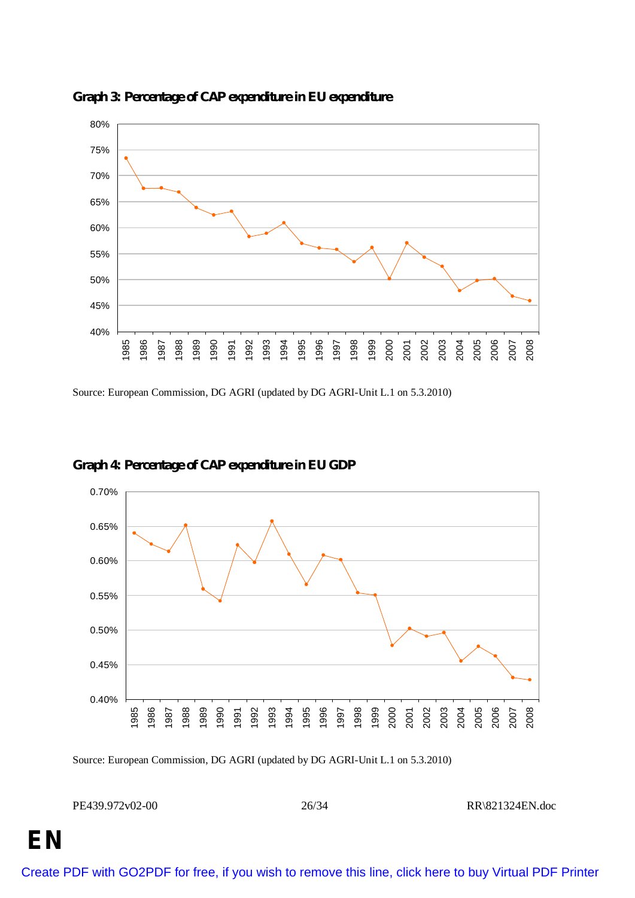**Graph 3: Percentage of CAP expenditure in EU expenditure**

Source: European Commission, DG AGRI (updated by DG AGRI-Unit L.1 on 5.3.2010)

**Graph 4: Percentage of CAP expenditure in EU GDP**

Source: European Commission, DG AGRI (updated by DG AGRI-Unit L.1 on 5.3.2010)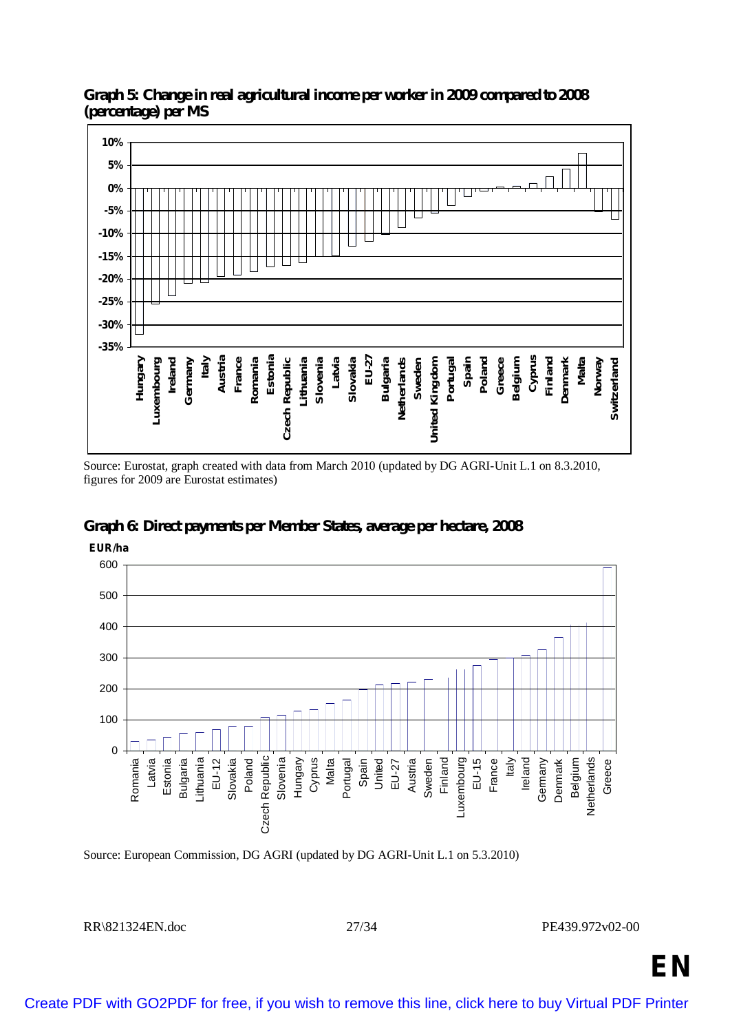**Graph 5: Change in real agricultural income per worker in 2009 compared to 2008 (percentage) per MS**

Source: Eurostat, graph created with data from March 2010 (updated by DG AGRI-Unit L.1 on 8.3.2010, figures for 2009 are Eurostat estimates)

**Graph 6: Direct payments per Member States, average per hectare, 2008**

Source: European Commission, DG AGRI (updated by DG AGRI-Unit L.1 on 5.3.2010)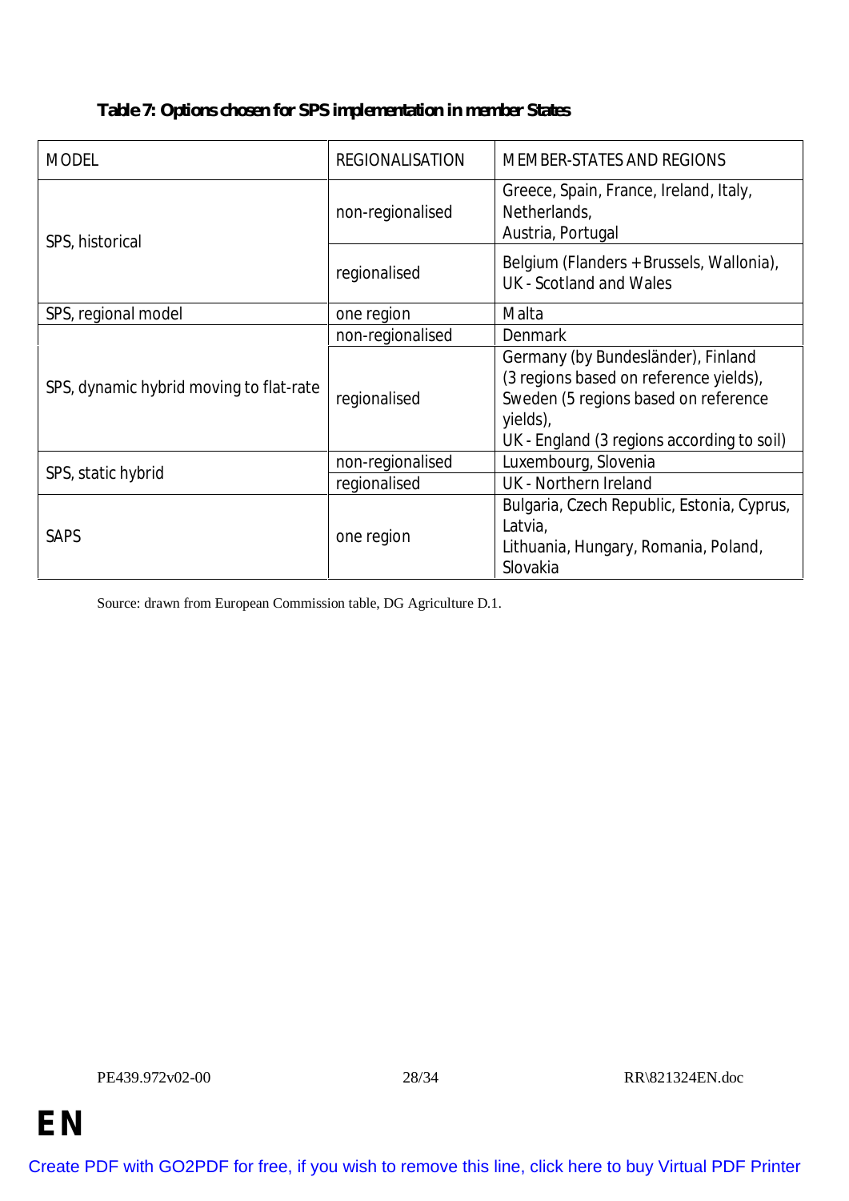**Table 7: Options chosen for SPS implementation in member States**

| MODEL | REGIONALISATION | MEMBER-STATES AND REGIONS |
|---|---|---|
| SPS, historical | non-regionalised | Greece, Spain, France, Ireland, Italy, Netherlands, Austria, Portugal |
| | regionalised | Belgium (Flanders + Brussels, Wallonia), UK - Scotland and Wales |
| SPS, regional model | one region | Malta |
| SPS, dynamic hybrid moving to flat-rate | non-regionalised | Denmark |
| | regionalised | Germany (by Bundesländer), Finland (3 regions based on reference yields), Sweden (5 regions based on reference yields), UK - England (3 regions according to soil) |
| SPS, static hybrid | non-regionalised | Luxembourg, Slovenia |
| | regionalised | UK - Northern Ireland |
| SAPS | one region | Bulgaria, Czech Republic, Estonia, Cyprus, Latvia, Lithuania, Hungary, Romania, Poland, Slovakia |

Source: drawn from European Commission table, DG Agriculture D.1.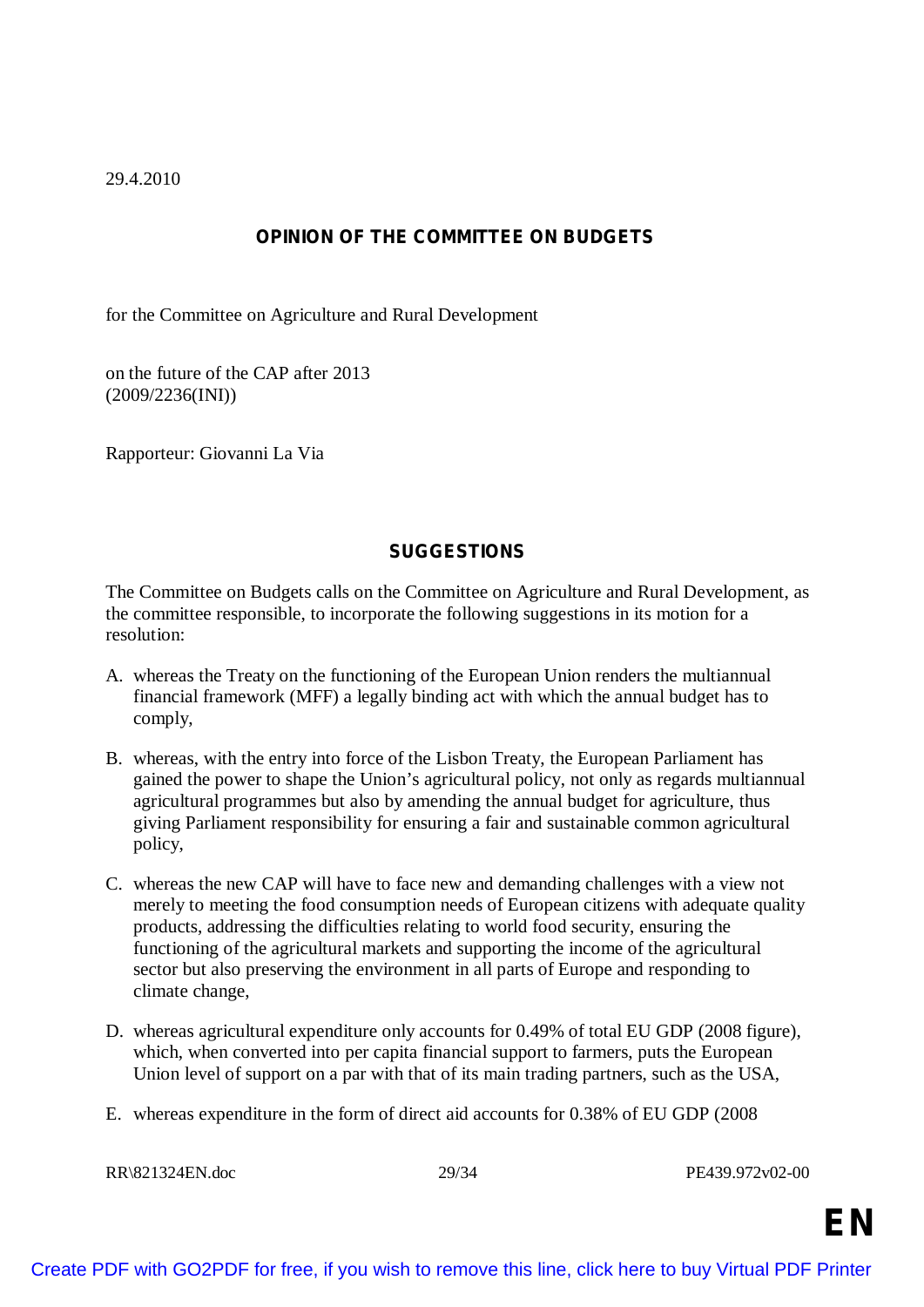29.4.2010

## OPINION OF THE COMMITTEE ON BUDGETS

for the Committee on Agriculture and Rural Development

on the future of the CAP after 2013
(2009/2236(INI))

Rapporteur: Giovanni La Via

## SUGGESTIONS

The Committee on Budgets calls on the Committee on Agriculture and Rural Development, as the committee responsible, to incorporate the following suggestions in its motion for a resolution:

A. whereas the Treaty on the functioning of the European Union renders the multiannual financial framework (MFF) a legally binding act with which the annual budget has to comply,

B. whereas, with the entry into force of the Lisbon Treaty, the European Parliament has gained the power to shape the Union's agricultural policy, not only as regards multiannual agricultural programmes but also by amending the annual budget for agriculture, thus giving Parliament responsibility for ensuring a fair and sustainable common agricultural policy,

C. whereas the new CAP will have to face new and demanding challenges with a view not merely to meeting the food consumption needs of European citizens with adequate quality products, addressing the difficulties relating to world food security, ensuring the functioning of the agricultural markets and supporting the income of the agricultural sector but also preserving the environment in all parts of Europe and responding to climate change,

D. whereas agricultural expenditure only accounts for 0.49% of total EU GDP (2008 figure), which, when converted into per capita financial support to farmers, puts the European Union level of support on a par with that of its main trading partners, such as the USA,

E. whereas expenditure in the form of direct aid accounts for 0.38% of EU GDP (2008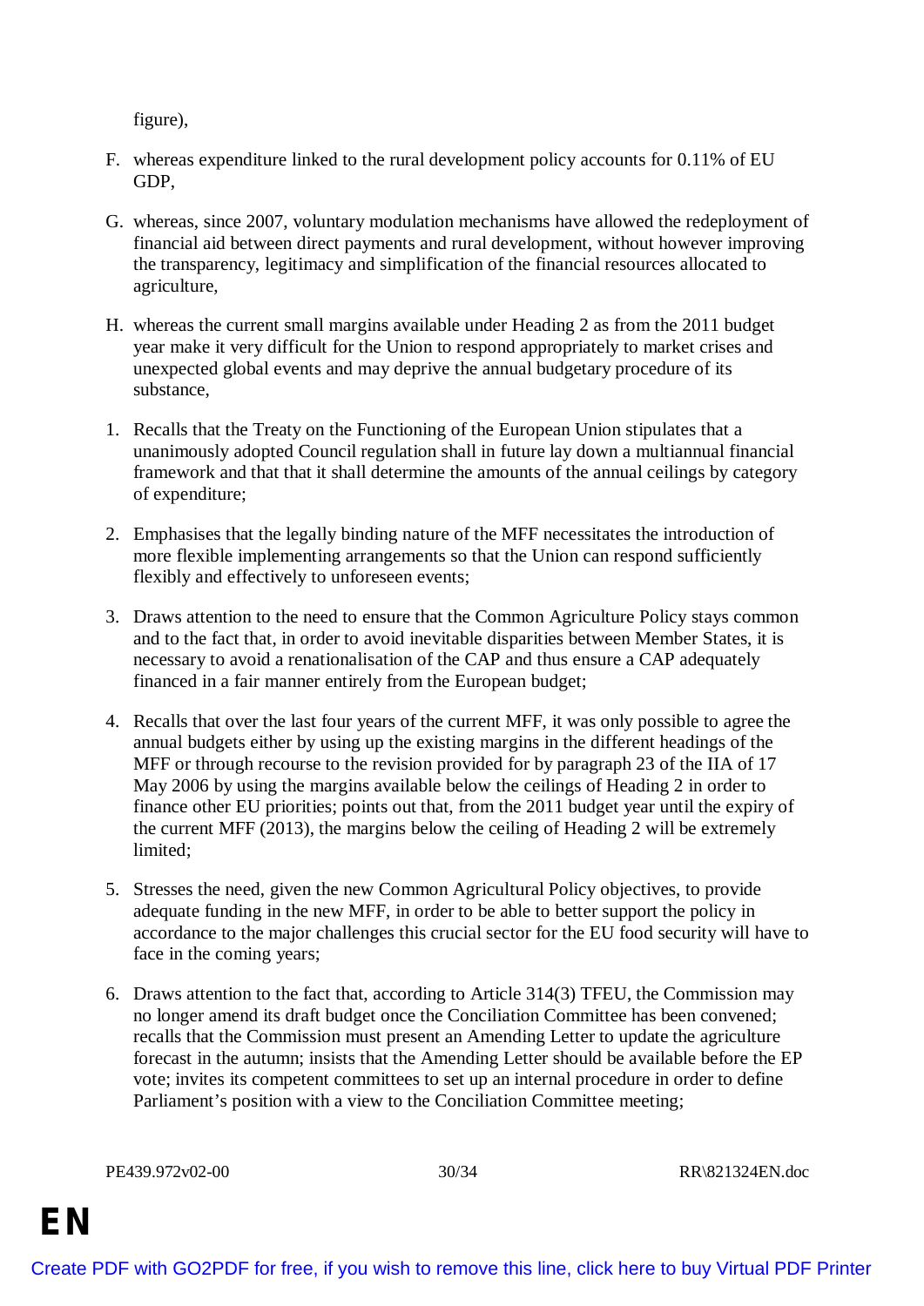figure),

F. whereas expenditure linked to the rural development policy accounts for 0.11% of EU GDP,

G. whereas, since 2007, voluntary modulation mechanisms have allowed the redeployment of financial aid between direct payments and rural development, without however improving the transparency, legitimacy and simplification of the financial resources allocated to agriculture,

H. whereas the current small margins available under Heading 2 as from the 2011 budget year make it very difficult for the Union to respond appropriately to market crises and unexpected global events and may deprive the annual budgetary procedure of its substance,

1. Recalls that the Treaty on the Functioning of the European Union stipulates that a unanimously adopted Council regulation shall in future lay down a multiannual financial framework and that that it shall determine the amounts of the annual ceilings by category of expenditure;

2. Emphasises that the legally binding nature of the MFF necessitates the introduction of more flexible implementing arrangements so that the Union can respond sufficiently flexibly and effectively to unforeseen events;

3. Draws attention to the need to ensure that the Common Agriculture Policy stays common and to the fact that, in order to avoid inevitable disparities between Member States, it is necessary to avoid a renationalisation of the CAP and thus ensure a CAP adequately financed in a fair manner entirely from the European budget;

4. Recalls that over the last four years of the current MFF, it was only possible to agree the annual budgets either by using up the existing margins in the different headings of the MFF or through recourse to the revision provided for by paragraph 23 of the IIA of 17 May 2006 by using the margins available below the ceilings of Heading 2 in order to finance other EU priorities; points out that, from the 2011 budget year until the expiry of the current MFF (2013), the margins below the ceiling of Heading 2 will be extremely limited;

5. Stresses the need, given the new Common Agricultural Policy objectives, to provide adequate funding in the new MFF, in order to be able to better support the policy in accordance to the major challenges this crucial sector for the EU food security will have to face in the coming years;

6. Draws attention to the fact that, according to Article 314(3) TFEU, the Commission may no longer amend its draft budget once the Conciliation Committee has been convened; recalls that the Commission must present an Amending Letter to update the agriculture forecast in the autumn; insists that the Amending Letter should be available before the EP vote; invites its competent committees to set up an internal procedure in order to define Parliament's position with a view to the Conciliation Committee meeting;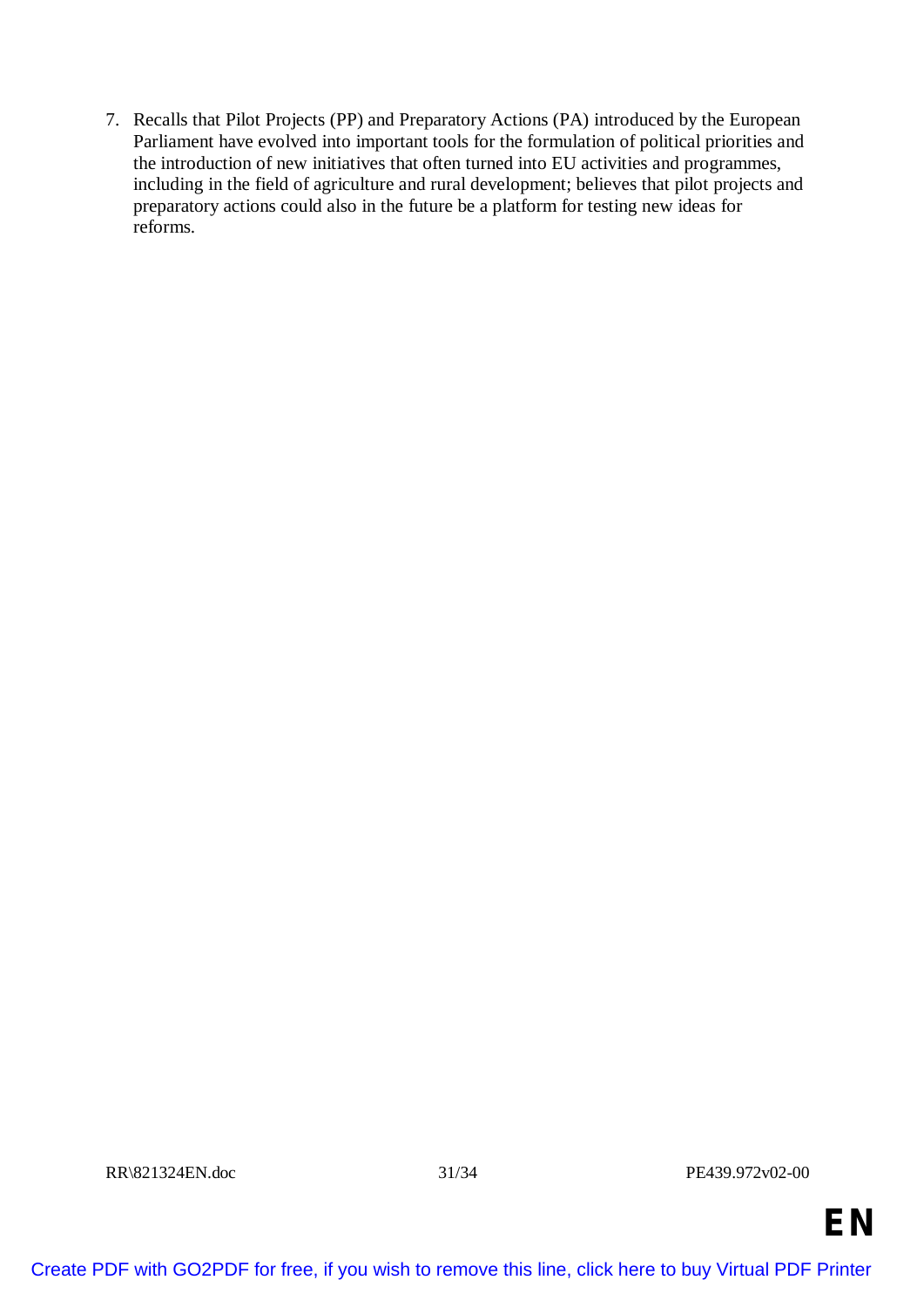7. Recalls that Pilot Projects (PP) and Preparatory Actions (PA) introduced by the European Parliament have evolved into important tools for the formulation of political priorities and the introduction of new initiatives that often turned into EU activities and programmes, including in the field of agriculture and rural development; believes that pilot projects and preparatory actions could also in the future be a platform for testing new ideas for reforms.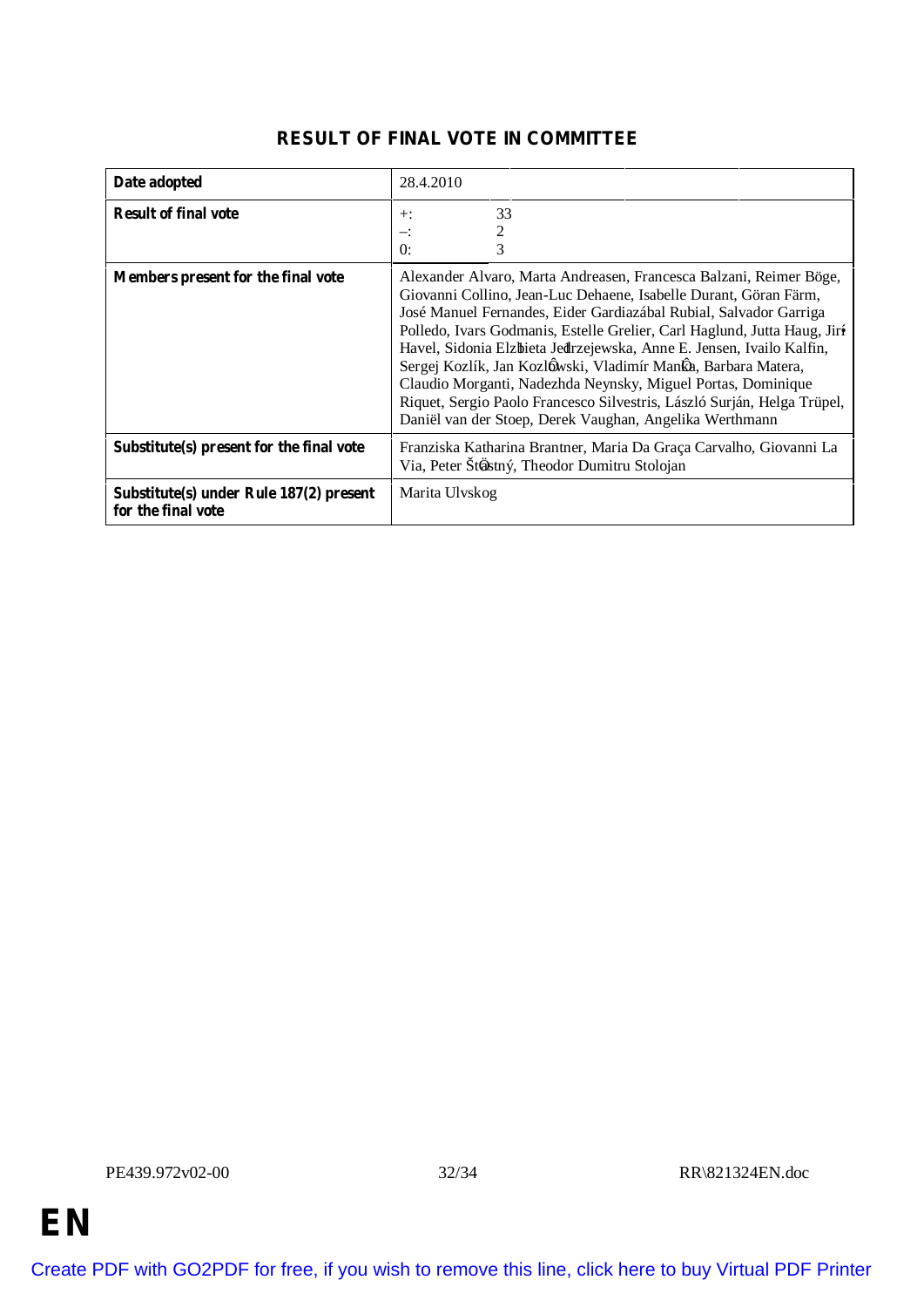## RESULT OF FINAL VOTE IN COMMITTEE

| | |
|---|---|
| **Date adopted** | 28.4.2010 |
| **Result of final vote** | +: 33<br>–: 2<br>0: 3 |
| **Members present for the final vote** | Alexander Alvaro, Marta Andreasen, Francesca Balzani, Reimer Böge, Giovanni Collino, Jean-Luc Dehaene, Isabelle Durant, Göran Färm, José Manuel Fernandes, Eider Gardiazábal Rubial, Salvador Garriga Polledo, Ivars Godmanis, Estelle Grelier, Carl Haglund, Jutta Haug, Jiří Havel, Sidonia Elżbieta Jędrzejewska, Anne E. Jensen, Ivailo Kalfin, Sergej Kozlík, Jan Kozłowski, Vladimír Maňka, Barbara Matera, Claudio Morganti, Nadezhda Neynsky, Miguel Portas, Dominique Riquet, Sergio Paolo Francesco Silvestris, László Surján, Helga Trüpel, Daniël van der Stoep, Derek Vaughan, Angelika Werthmann |
| **Substitute(s) present for the final vote** | Franziska Katharina Brantner, Maria Da Graça Carvalho, Giovanni La Via, Peter Šťastný, Theodor Dumitru Stolojan |
| **Substitute(s) under Rule 187(2) present for the final vote** | Marita Ulvskog |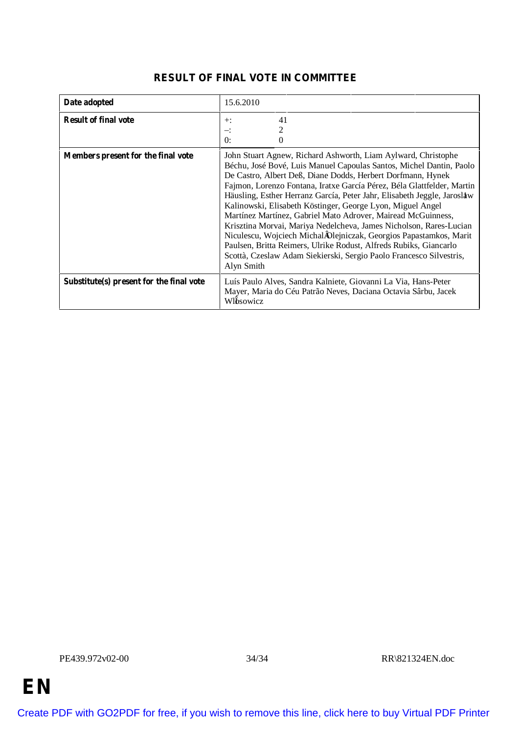## RESULT OF FINAL VOTE IN COMMITTEE

| | |
|---|---|
| **Date adopted** | 15.6.2010 |
| **Result of final vote** | +: 41<br>–: 2<br>0: 0 |
| **Members present for the final vote** | John Stuart Agnew, Richard Ashworth, Liam Aylward, Christophe Béchu, José Bové, Luis Manuel Capoulas Santos, Michel Dantin, Paolo De Castro, Albert Deß, Diane Dodds, Herbert Dorfmann, Hynek Fajmon, Lorenzo Fontana, Iratxe García Pérez, Béla Glattfelder, Martin Häusling, Esther Herranz García, Peter Jahr, Elisabeth Jeggle, Jarosław Kalinowski, Elisabeth Köstinger, George Lyon, Miguel Angel Martínez Martínez, Gabriel Mato Adrover, Mairead McGuinness, Krisztina Morvai, Mariya Nedelcheva, James Nicholson, Rares-Lucian Niculescu, Wojciech Michał Olejniczak, Georgios Papastamkos, Marit Paulsen, Britta Reimers, Ulrike Rodust, Alfreds Rubiks, Giancarlo Scottà, Czeslaw Adam Siekierski, Sergio Paolo Francesco Silvestris, Alyn Smith |
| **Substitute(s) present for the final vote** | Luís Paulo Alves, Sandra Kalniete, Giovanni La Via, Hans-Peter Mayer, Maria do Céu Patrão Neves, Daciana Octavia Sârbu, Jacek Włosowicz |

PE439.972v02-00 RR\821324EN.doc

**EN**

Create PDF with GO2PDF for free, if you wish to remove this line, click here to buy Virtual PDF Printer